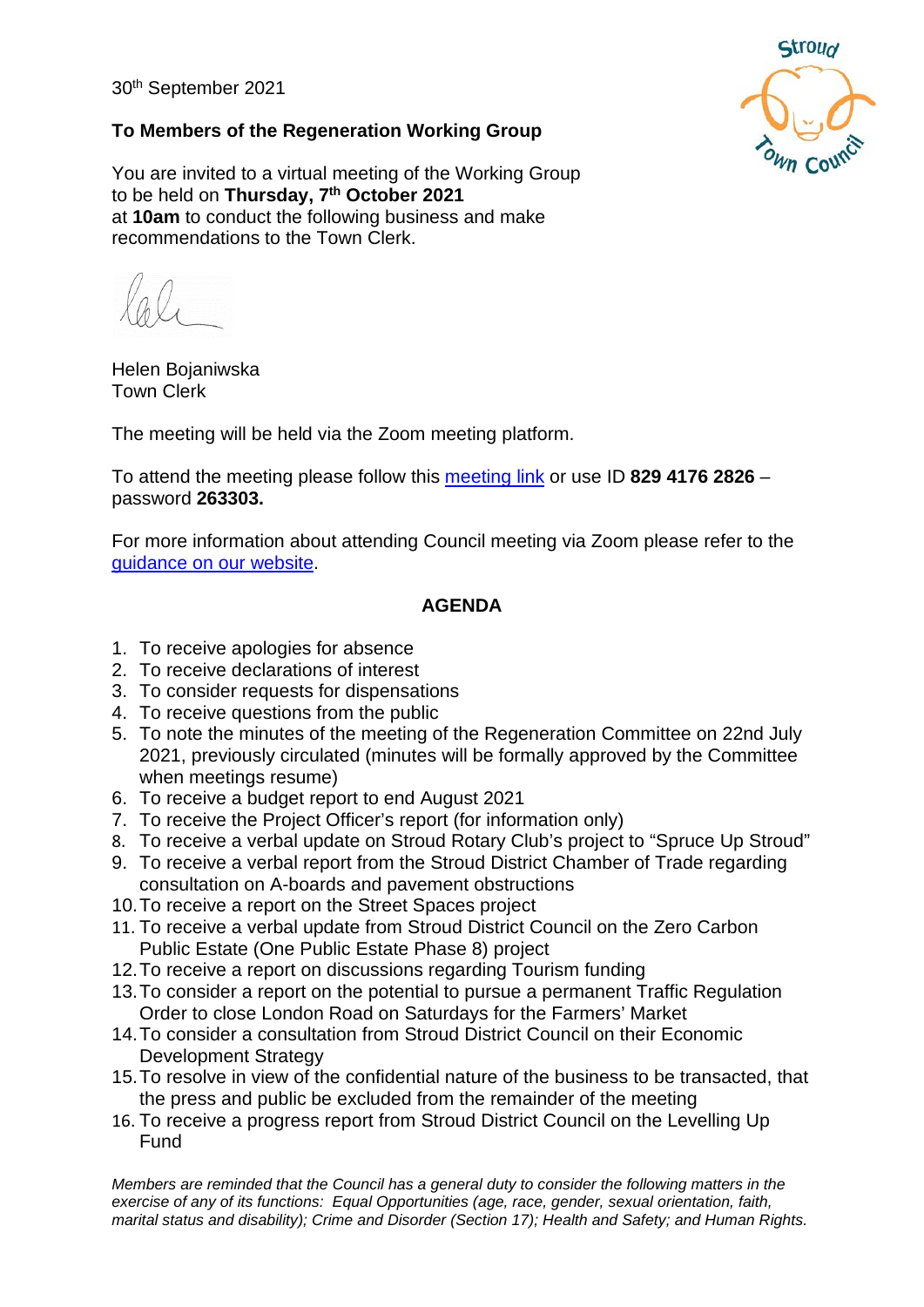30th September 2021

**To Members of the Regeneration Working Group**

You are invited to a virtual meeting of the Working Group to be held on **Thursday, 7th October 2021** at **10am** to conduct the following business and make recommendations to the Town Clerk.

Helen Bojaniwska
Town Clerk

The meeting will be held via the Zoom meeting platform.

To attend the meeting please follow this meeting link or use ID **829 4176 2826** – password **263303.**

For more information about attending Council meeting via Zoom please refer to the guidance on our website.

## AGENDA

1. To receive apologies for absence
2. To receive declarations of interest
3. To consider requests for dispensations
4. To receive questions from the public
5. To note the minutes of the meeting of the Regeneration Committee on 22nd July 2021, previously circulated (minutes will be formally approved by the Committee when meetings resume)
6. To receive a budget report to end August 2021
7. To receive the Project Officer's report (for information only)
8. To receive a verbal update on Stroud Rotary Club's project to "Spruce Up Stroud"
9. To receive a verbal report from the Stroud District Chamber of Trade regarding consultation on A-boards and pavement obstructions
10. To receive a report on the Street Spaces project
11. To receive a verbal update from Stroud District Council on the Zero Carbon Public Estate (One Public Estate Phase 8) project
12. To receive a report on discussions regarding Tourism funding
13. To consider a report on the potential to pursue a permanent Traffic Regulation Order to close London Road on Saturdays for the Farmers' Market
14. To consider a consultation from Stroud District Council on their Economic Development Strategy
15. To resolve in view of the confidential nature of the business to be transacted, that the press and public be excluded from the remainder of the meeting
16. To receive a progress report from Stroud District Council on the Levelling Up Fund

*Members are reminded that the Council has a general duty to consider the following matters in the exercise of any of its functions: Equal Opportunities (age, race, gender, sexual orientation, faith, marital status and disability); Crime and Disorder (Section 17); Health and Safety; and Human Rights.*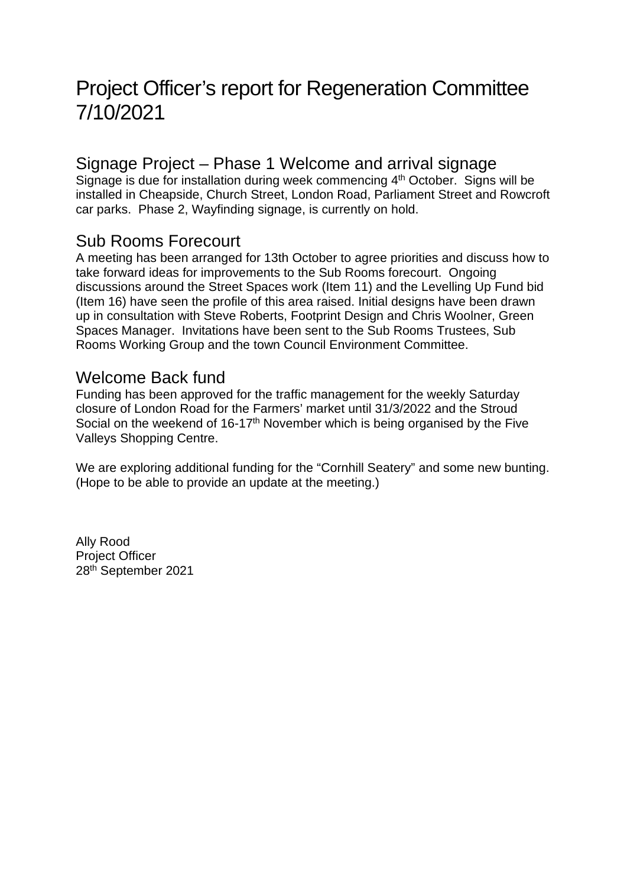# Project Officer's report for Regeneration Committee 7/10/2021

## Signage Project – Phase 1 Welcome and arrival signage

Signage is due for installation during week commencing 4th October. Signs will be installed in Cheapside, Church Street, London Road, Parliament Street and Rowcroft car parks. Phase 2, Wayfinding signage, is currently on hold.

## Sub Rooms Forecourt

A meeting has been arranged for 13th October to agree priorities and discuss how to take forward ideas for improvements to the Sub Rooms forecourt. Ongoing discussions around the Street Spaces work (Item 11) and the Levelling Up Fund bid (Item 16) have seen the profile of this area raised. Initial designs have been drawn up in consultation with Steve Roberts, Footprint Design and Chris Woolner, Green Spaces Manager. Invitations have been sent to the Sub Rooms Trustees, Sub Rooms Working Group and the town Council Environment Committee.

## Welcome Back fund

Funding has been approved for the traffic management for the weekly Saturday closure of London Road for the Farmers' market until 31/3/2022 and the Stroud Social on the weekend of 16-17th November which is being organised by the Five Valleys Shopping Centre.

We are exploring additional funding for the "Cornhill Seatery" and some new bunting. (Hope to be able to provide an update at the meeting.)

Ally Rood
Project Officer
28th September 2021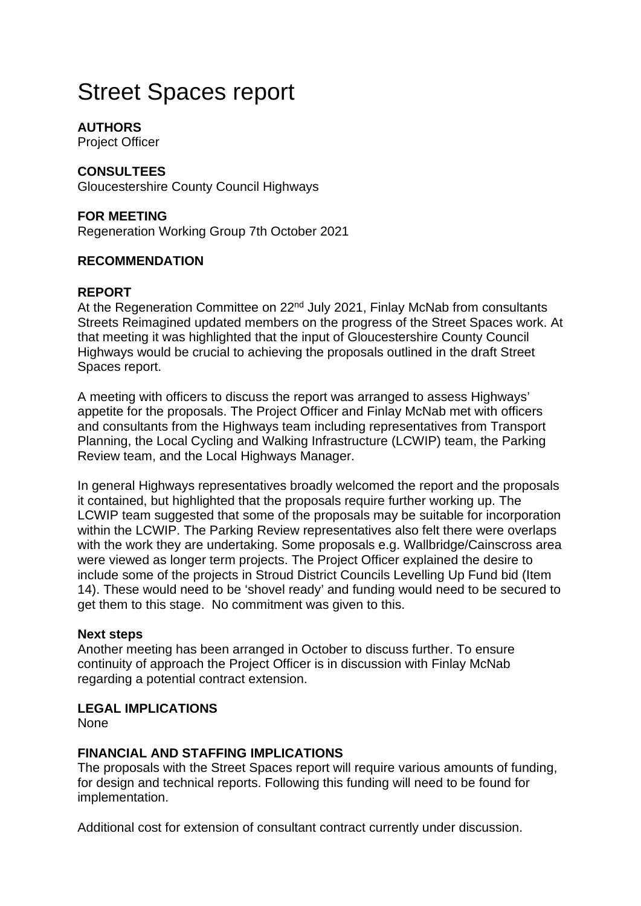# Street Spaces report

**AUTHORS**
Project Officer

**CONSULTEES**
Gloucestershire County Council Highways

**FOR MEETING**
Regeneration Working Group 7th October 2021

**RECOMMENDATION**

**REPORT**
At the Regeneration Committee on 22nd July 2021, Finlay McNab from consultants Streets Reimagined updated members on the progress of the Street Spaces work. At that meeting it was highlighted that the input of Gloucestershire County Council Highways would be crucial to achieving the proposals outlined in the draft Street Spaces report.

A meeting with officers to discuss the report was arranged to assess Highways' appetite for the proposals. The Project Officer and Finlay McNab met with officers and consultants from the Highways team including representatives from Transport Planning, the Local Cycling and Walking Infrastructure (LCWIP) team, the Parking Review team, and the Local Highways Manager.

In general Highways representatives broadly welcomed the report and the proposals it contained, but highlighted that the proposals require further working up. The LCWIP team suggested that some of the proposals may be suitable for incorporation within the LCWIP. The Parking Review representatives also felt there were overlaps with the work they are undertaking. Some proposals e.g. Wallbridge/Cainscross area were viewed as longer term projects. The Project Officer explained the desire to include some of the projects in Stroud District Councils Levelling Up Fund bid (Item 14). These would need to be 'shovel ready' and funding would need to be secured to get them to this stage. No commitment was given to this.

**Next steps**
Another meeting has been arranged in October to discuss further. To ensure continuity of approach the Project Officer is in discussion with Finlay McNab regarding a potential contract extension.

**LEGAL IMPLICATIONS**
None

**FINANCIAL AND STAFFING IMPLICATIONS**
The proposals with the Street Spaces report will require various amounts of funding, for design and technical reports. Following this funding will need to be found for implementation.

Additional cost for extension of consultant contract currently under discussion.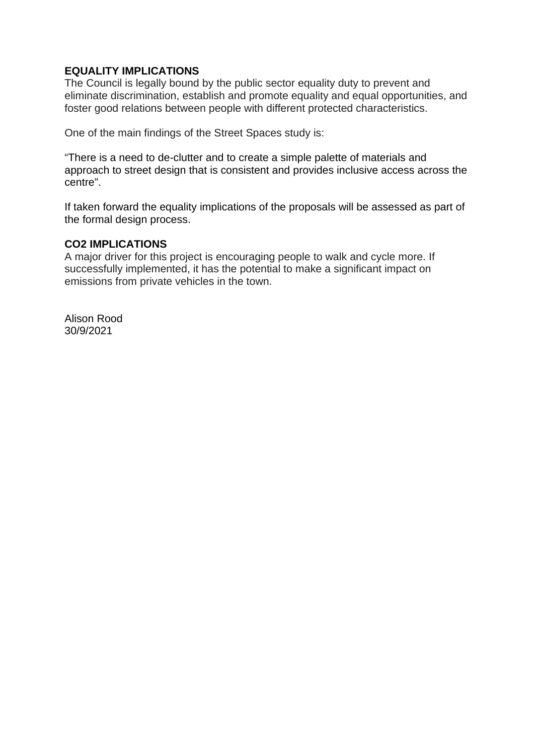**EQUALITY IMPLICATIONS**

The Council is legally bound by the public sector equality duty to prevent and eliminate discrimination, establish and promote equality and equal opportunities, and foster good relations between people with different protected characteristics.

One of the main findings of the Street Spaces study is:

“There is a need to de-clutter and to create a simple palette of materials and approach to street design that is consistent and provides inclusive access across the centre”.

If taken forward the equality implications of the proposals will be assessed as part of the formal design process.

**CO2 IMPLICATIONS**

A major driver for this project is encouraging people to walk and cycle more. If successfully implemented, it has the potential to make a significant impact on emissions from private vehicles in the town.

Alison Rood
30/9/2021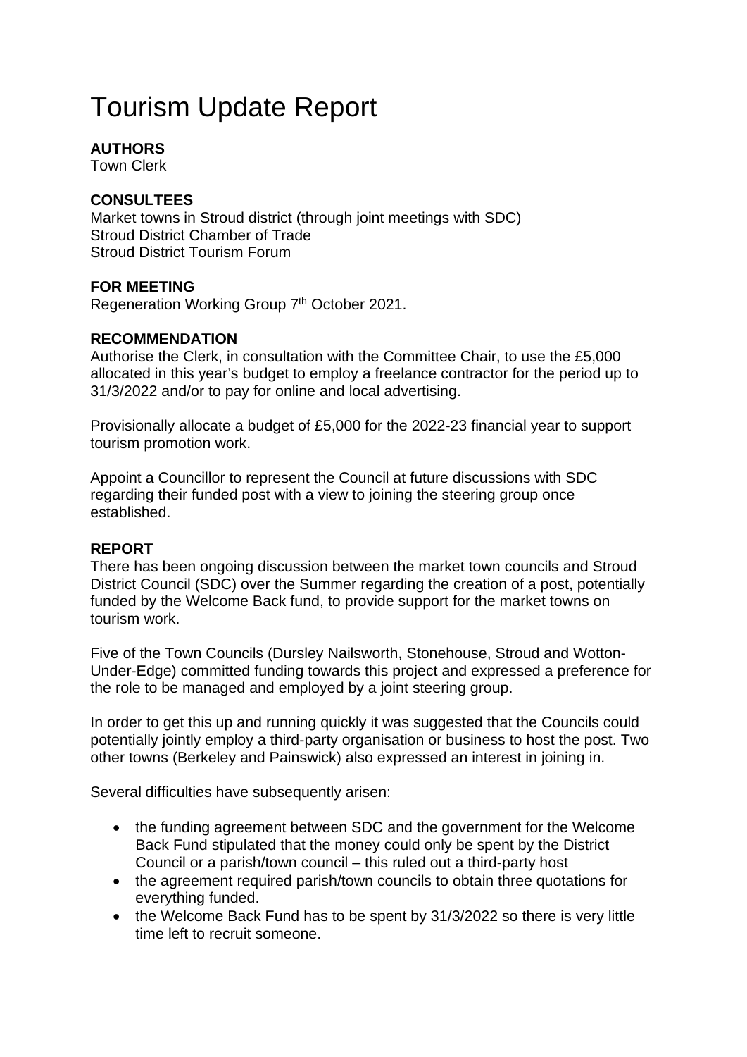# Tourism Update Report

**AUTHORS**
Town Clerk

**CONSULTEES**
Market towns in Stroud district (through joint meetings with SDC)
Stroud District Chamber of Trade
Stroud District Tourism Forum

**FOR MEETING**
Regeneration Working Group 7th October 2021.

**RECOMMENDATION**
Authorise the Clerk, in consultation with the Committee Chair, to use the £5,000 allocated in this year's budget to employ a freelance contractor for the period up to 31/3/2022 and/or to pay for online and local advertising.

Provisionally allocate a budget of £5,000 for the 2022-23 financial year to support tourism promotion work.

Appoint a Councillor to represent the Council at future discussions with SDC regarding their funded post with a view to joining the steering group once established.

**REPORT**
There has been ongoing discussion between the market town councils and Stroud District Council (SDC) over the Summer regarding the creation of a post, potentially funded by the Welcome Back fund, to provide support for the market towns on tourism work.

Five of the Town Councils (Dursley Nailsworth, Stonehouse, Stroud and Wotton-Under-Edge) committed funding towards this project and expressed a preference for the role to be managed and employed by a joint steering group.

In order to get this up and running quickly it was suggested that the Councils could potentially jointly employ a third-party organisation or business to host the post. Two other towns (Berkeley and Painswick) also expressed an interest in joining in.

Several difficulties have subsequently arisen:

- the funding agreement between SDC and the government for the Welcome Back Fund stipulated that the money could only be spent by the District Council or a parish/town council – this ruled out a third-party host
- the agreement required parish/town councils to obtain three quotations for everything funded.
- the Welcome Back Fund has to be spent by 31/3/2022 so there is very little time left to recruit someone.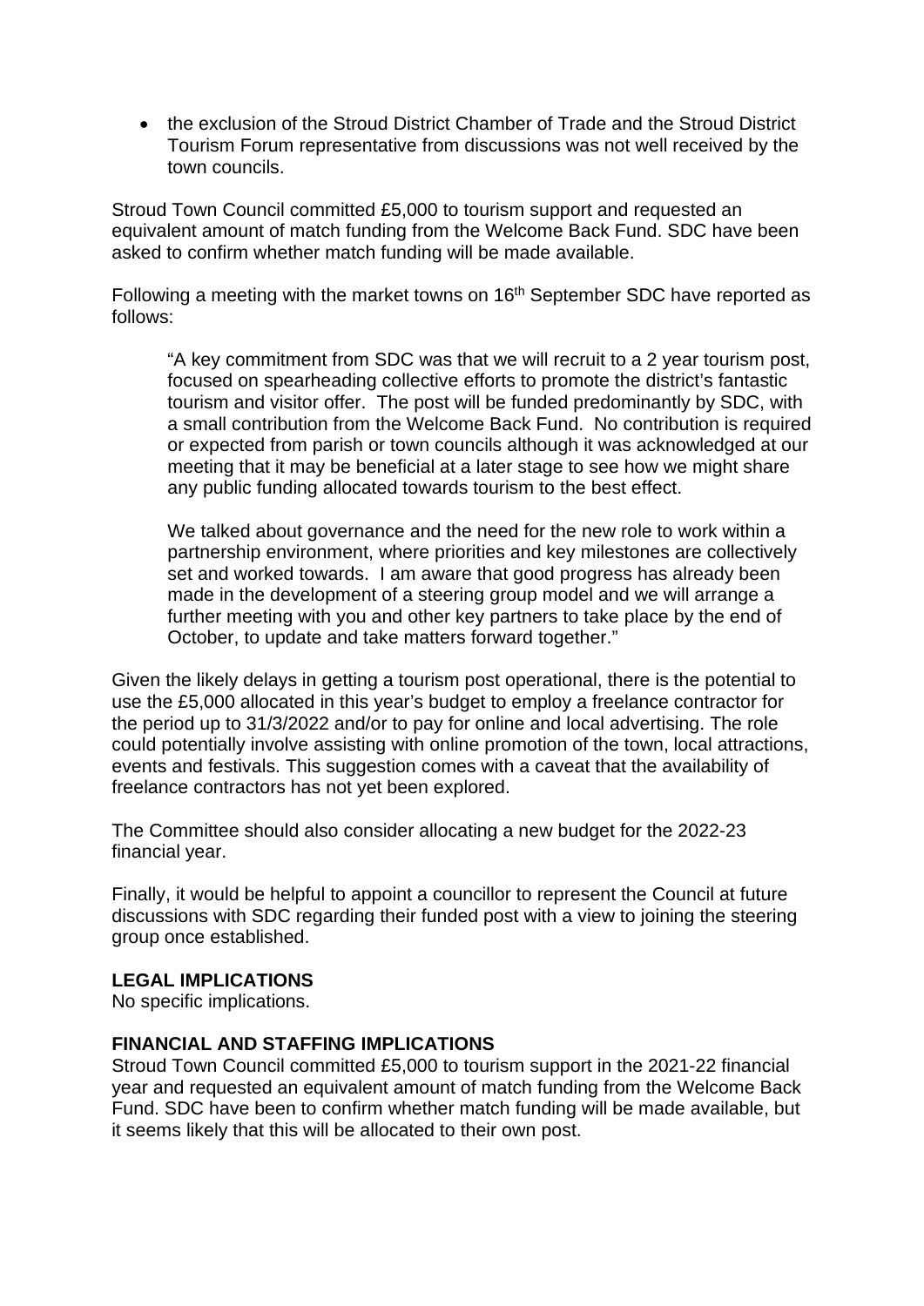- the exclusion of the Stroud District Chamber of Trade and the Stroud District Tourism Forum representative from discussions was not well received by the town councils.

Stroud Town Council committed £5,000 to tourism support and requested an equivalent amount of match funding from the Welcome Back Fund. SDC have been asked to confirm whether match funding will be made available.

Following a meeting with the market towns on 16th September SDC have reported as follows:

> "A key commitment from SDC was that we will recruit to a 2 year tourism post, focused on spearheading collective efforts to promote the district's fantastic tourism and visitor offer. The post will be funded predominantly by SDC, with a small contribution from the Welcome Back Fund. No contribution is required or expected from parish or town councils although it was acknowledged at our meeting that it may be beneficial at a later stage to see how we might share any public funding allocated towards tourism to the best effect.
>
> We talked about governance and the need for the new role to work within a partnership environment, where priorities and key milestones are collectively set and worked towards. I am aware that good progress has already been made in the development of a steering group model and we will arrange a further meeting with you and other key partners to take place by the end of October, to update and take matters forward together."

Given the likely delays in getting a tourism post operational, there is the potential to use the £5,000 allocated in this year's budget to employ a freelance contractor for the period up to 31/3/2022 and/or to pay for online and local advertising. The role could potentially involve assisting with online promotion of the town, local attractions, events and festivals. This suggestion comes with a caveat that the availability of freelance contractors has not yet been explored.

The Committee should also consider allocating a new budget for the 2022-23 financial year.

Finally, it would be helpful to appoint a councillor to represent the Council at future discussions with SDC regarding their funded post with a view to joining the steering group once established.

**LEGAL IMPLICATIONS**
No specific implications.

**FINANCIAL AND STAFFING IMPLICATIONS**
Stroud Town Council committed £5,000 to tourism support in the 2021-22 financial year and requested an equivalent amount of match funding from the Welcome Back Fund. SDC have been to confirm whether match funding will be made available, but it seems likely that this will be allocated to their own post.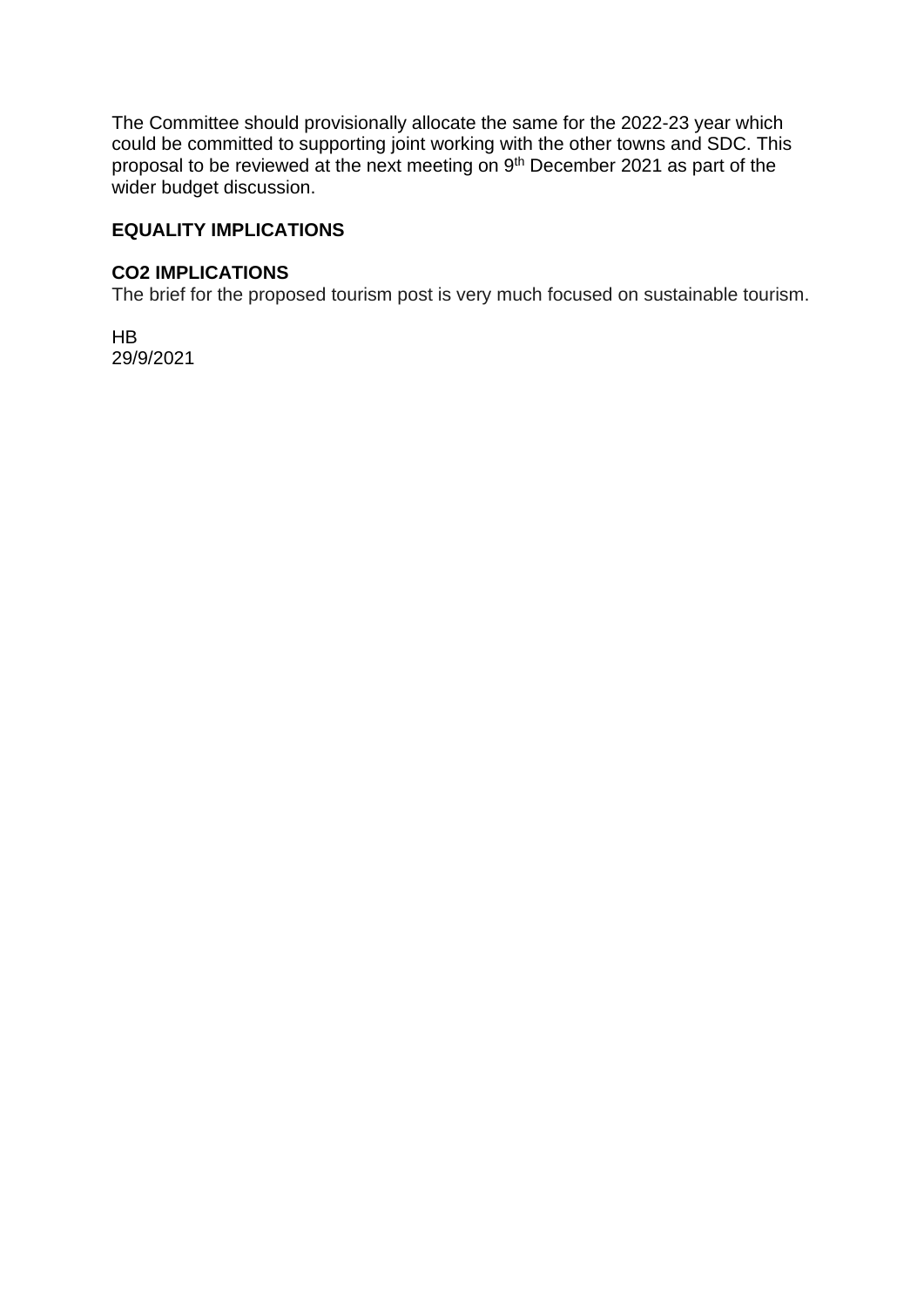The Committee should provisionally allocate the same for the 2022-23 year which could be committed to supporting joint working with the other towns and SDC. This proposal to be reviewed at the next meeting on 9th December 2021 as part of the wider budget discussion.

**EQUALITY IMPLICATIONS**

**CO2 IMPLICATIONS**
The brief for the proposed tourism post is very much focused on sustainable tourism.

HB
29/9/2021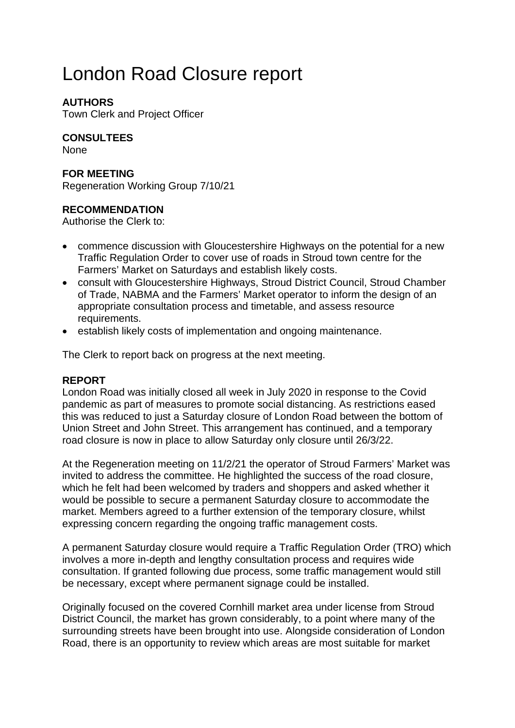# London Road Closure report

**AUTHORS**
Town Clerk and Project Officer

**CONSULTEES**
None

**FOR MEETING**
Regeneration Working Group 7/10/21

**RECOMMENDATION**
Authorise the Clerk to:

- commence discussion with Gloucestershire Highways on the potential for a new Traffic Regulation Order to cover use of roads in Stroud town centre for the Farmers' Market on Saturdays and establish likely costs.
- consult with Gloucestershire Highways, Stroud District Council, Stroud Chamber of Trade, NABMA and the Farmers' Market operator to inform the design of an appropriate consultation process and timetable, and assess resource requirements.
- establish likely costs of implementation and ongoing maintenance.

The Clerk to report back on progress at the next meeting.

**REPORT**
London Road was initially closed all week in July 2020 in response to the Covid pandemic as part of measures to promote social distancing. As restrictions eased this was reduced to just a Saturday closure of London Road between the bottom of Union Street and John Street. This arrangement has continued, and a temporary road closure is now in place to allow Saturday only closure until 26/3/22.

At the Regeneration meeting on 11/2/21 the operator of Stroud Farmers' Market was invited to address the committee. He highlighted the success of the road closure, which he felt had been welcomed by traders and shoppers and asked whether it would be possible to secure a permanent Saturday closure to accommodate the market. Members agreed to a further extension of the temporary closure, whilst expressing concern regarding the ongoing traffic management costs.

A permanent Saturday closure would require a Traffic Regulation Order (TRO) which involves a more in-depth and lengthy consultation process and requires wide consultation. If granted following due process, some traffic management would still be necessary, except where permanent signage could be installed.

Originally focused on the covered Cornhill market area under license from Stroud District Council, the market has grown considerably, to a point where many of the surrounding streets have been brought into use. Alongside consideration of London Road, there is an opportunity to review which areas are most suitable for market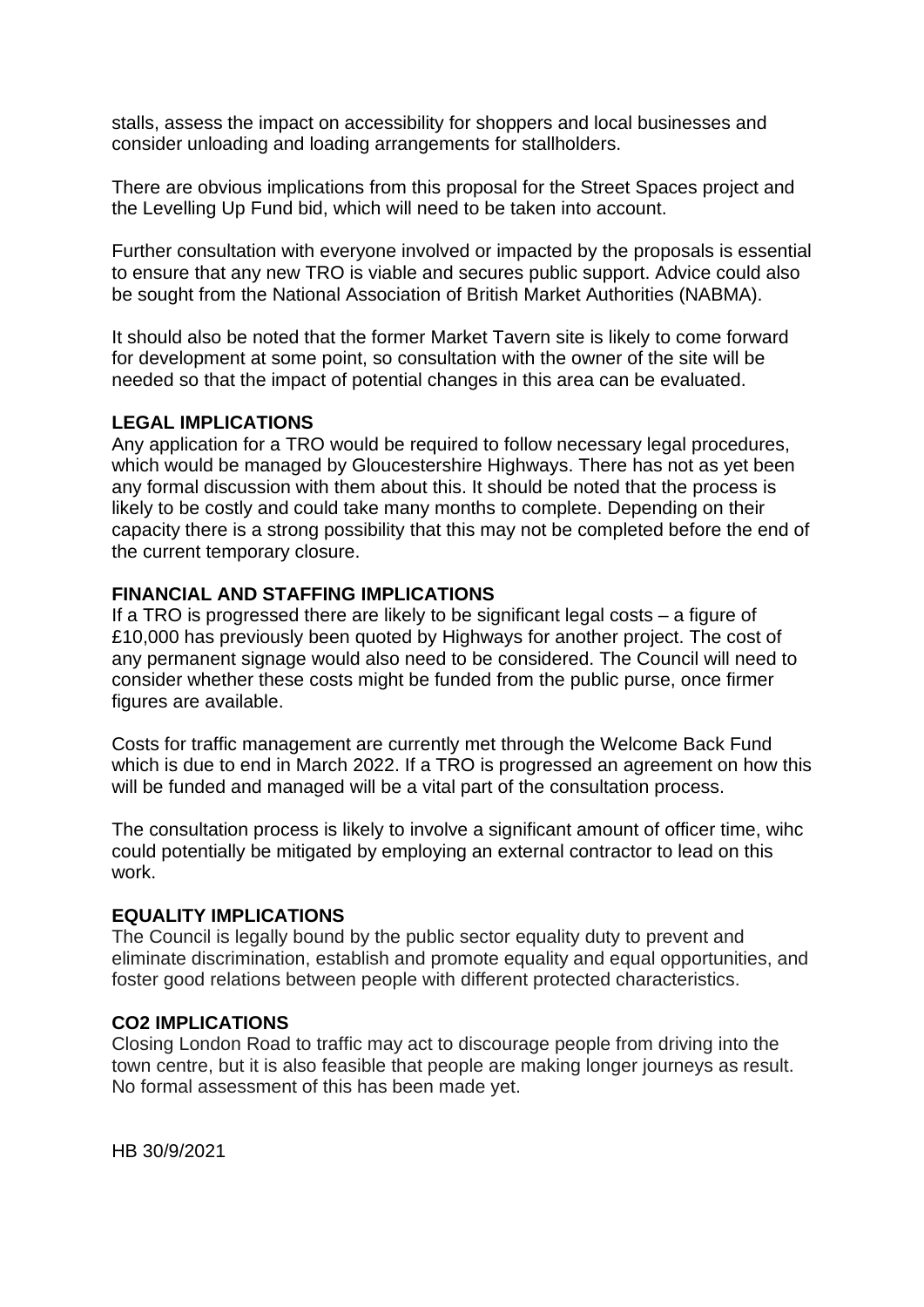stalls, assess the impact on accessibility for shoppers and local businesses and consider unloading and loading arrangements for stallholders.

There are obvious implications from this proposal for the Street Spaces project and the Levelling Up Fund bid, which will need to be taken into account.

Further consultation with everyone involved or impacted by the proposals is essential to ensure that any new TRO is viable and secures public support. Advice could also be sought from the National Association of British Market Authorities (NABMA).

It should also be noted that the former Market Tavern site is likely to come forward for development at some point, so consultation with the owner of the site will be needed so that the impact of potential changes in this area can be evaluated.

**LEGAL IMPLICATIONS**

Any application for a TRO would be required to follow necessary legal procedures, which would be managed by Gloucestershire Highways. There has not as yet been any formal discussion with them about this. It should be noted that the process is likely to be costly and could take many months to complete. Depending on their capacity there is a strong possibility that this may not be completed before the end of the current temporary closure.

**FINANCIAL AND STAFFING IMPLICATIONS**

If a TRO is progressed there are likely to be significant legal costs – a figure of £10,000 has previously been quoted by Highways for another project. The cost of any permanent signage would also need to be considered. The Council will need to consider whether these costs might be funded from the public purse, once firmer figures are available.

Costs for traffic management are currently met through the Welcome Back Fund which is due to end in March 2022. If a TRO is progressed an agreement on how this will be funded and managed will be a vital part of the consultation process.

The consultation process is likely to involve a significant amount of officer time, wihc could potentially be mitigated by employing an external contractor to lead on this work.

**EQUALITY IMPLICATIONS**

The Council is legally bound by the public sector equality duty to prevent and eliminate discrimination, establish and promote equality and equal opportunities, and foster good relations between people with different protected characteristics.

**CO2 IMPLICATIONS**

Closing London Road to traffic may act to discourage people from driving into the town centre, but it is also feasible that people are making longer journeys as result. No formal assessment of this has been made yet.

HB 30/9/2021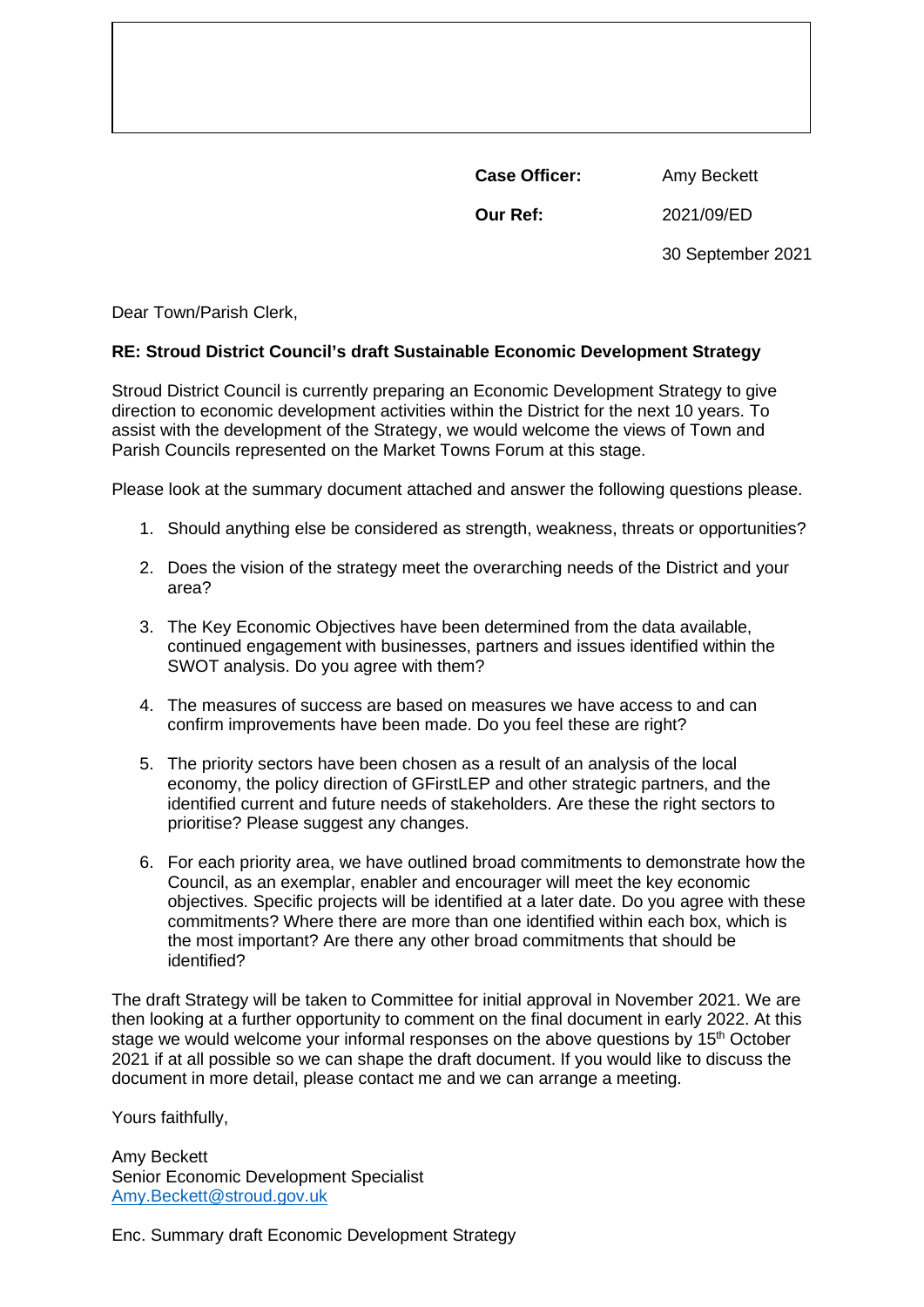| | |
|---|---|
| **Case Officer:** | Amy Beckett |
| **Our Ref:** | 2021/09/ED |
| | 30 September 2021 |

Dear Town/Parish Clerk,

**RE: Stroud District Council's draft Sustainable Economic Development Strategy**

Stroud District Council is currently preparing an Economic Development Strategy to give direction to economic development activities within the District for the next 10 years. To assist with the development of the Strategy, we would welcome the views of Town and Parish Councils represented on the Market Towns Forum at this stage.

Please look at the summary document attached and answer the following questions please.

1. Should anything else be considered as strength, weakness, threats or opportunities?
2. Does the vision of the strategy meet the overarching needs of the District and your area?
3. The Key Economic Objectives have been determined from the data available, continued engagement with businesses, partners and issues identified within the SWOT analysis. Do you agree with them?
4. The measures of success are based on measures we have access to and can confirm improvements have been made. Do you feel these are right?
5. The priority sectors have been chosen as a result of an analysis of the local economy, the policy direction of GFirstLEP and other strategic partners, and the identified current and future needs of stakeholders. Are these the right sectors to prioritise? Please suggest any changes.
6. For each priority area, we have outlined broad commitments to demonstrate how the Council, as an exemplar, enabler and encourager will meet the key economic objectives. Specific projects will be identified at a later date. Do you agree with these commitments? Where there are more than one identified within each box, which is the most important? Are there any other broad commitments that should be identified?

The draft Strategy will be taken to Committee for initial approval in November 2021. We are then looking at a further opportunity to comment on the final document in early 2022. At this stage we would welcome your informal responses on the above questions by 15th October 2021 if at all possible so we can shape the draft document. If you would like to discuss the document in more detail, please contact me and we can arrange a meeting.

Yours faithfully,

Amy Beckett
Senior Economic Development Specialist
Amy.Beckett@stroud.gov.uk

Enc. Summary draft Economic Development Strategy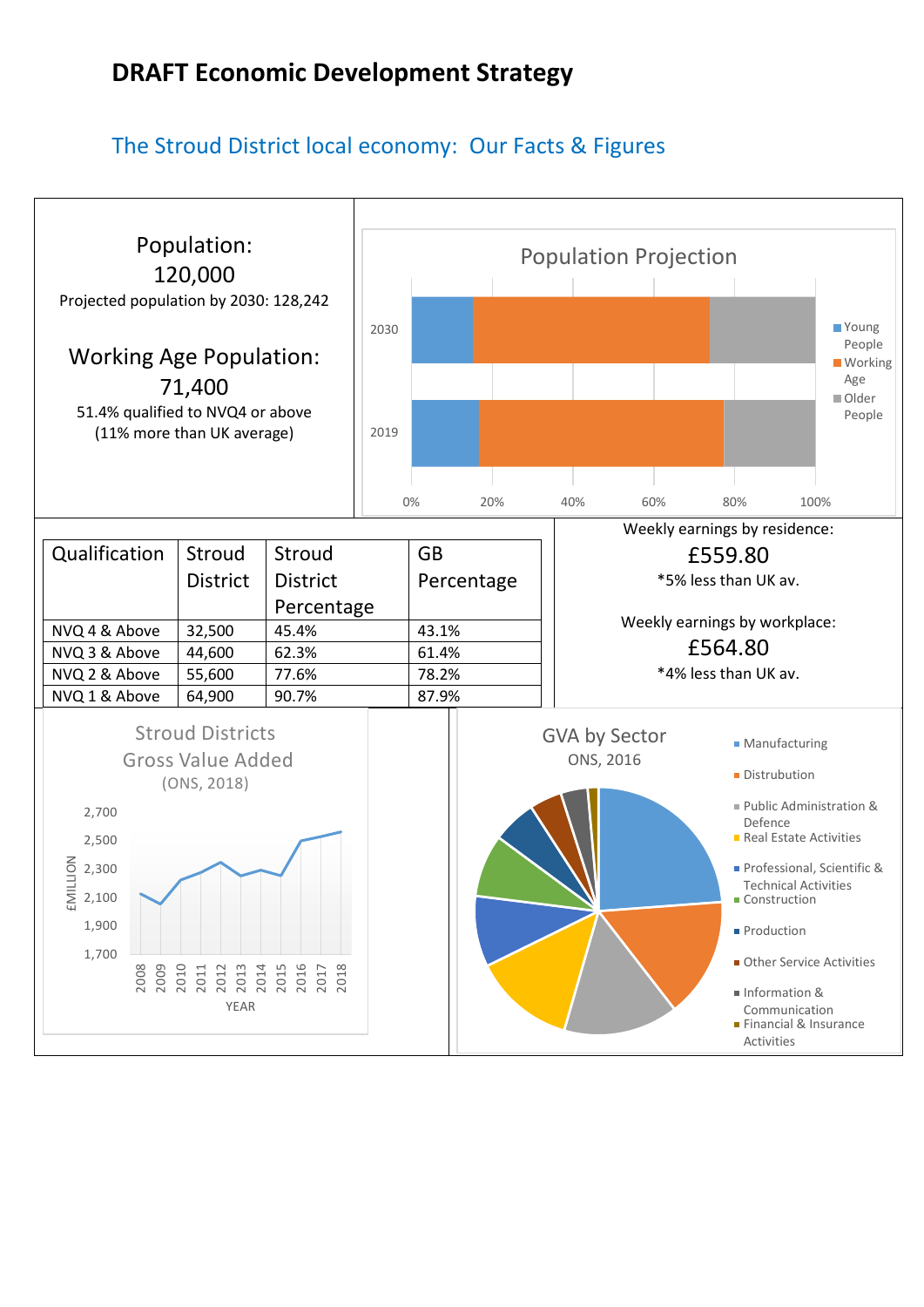# DRAFT Economic Development Strategy

## The Stroud District local economy: Our Facts & Figures

Population:
120,000

Projected population by 2030: 128,242

Working Age Population:
71,400

51.4% qualified to NVQ4 or above
(11% more than UK average)

Population Projection

Young People | Working Age | Older People

2030
2019

0% 20% 40% 60% 80% 100%

| Qualification | Stroud District | Stroud District Percentage | GB Percentage |
|---|---|---|---|
| NVQ 4 & Above | 32,500 | 45.4% | 43.1% |
| NVQ 3 & Above | 44,600 | 62.3% | 61.4% |
| NVQ 2 & Above | 55,600 | 77.6% | 78.2% |
| NVQ 1 & Above | 64,900 | 90.7% | 87.9% |

Weekly earnings by residence:
£559.80
*5% less than UK av.

Weekly earnings by workplace:
£564.80
*4% less than UK av.

Stroud Districts Gross Value Added
(ONS, 2018)

£MILLION: 1,700 1,900 2,100 2,300 2,500 2,700

YEAR: 2008 2009 2010 2011 2012 2013 2014 2015 2016 2017 2018

GVA by Sector
ONS, 2016

- Manufacturing
- Distrubution
- Public Administration & Defence
- Real Estate Activities
- Professional, Scientific & Technical Activities
- Construction
- Production
- Other Service Activities
- Information & Communication
- Financial & Insurance Activities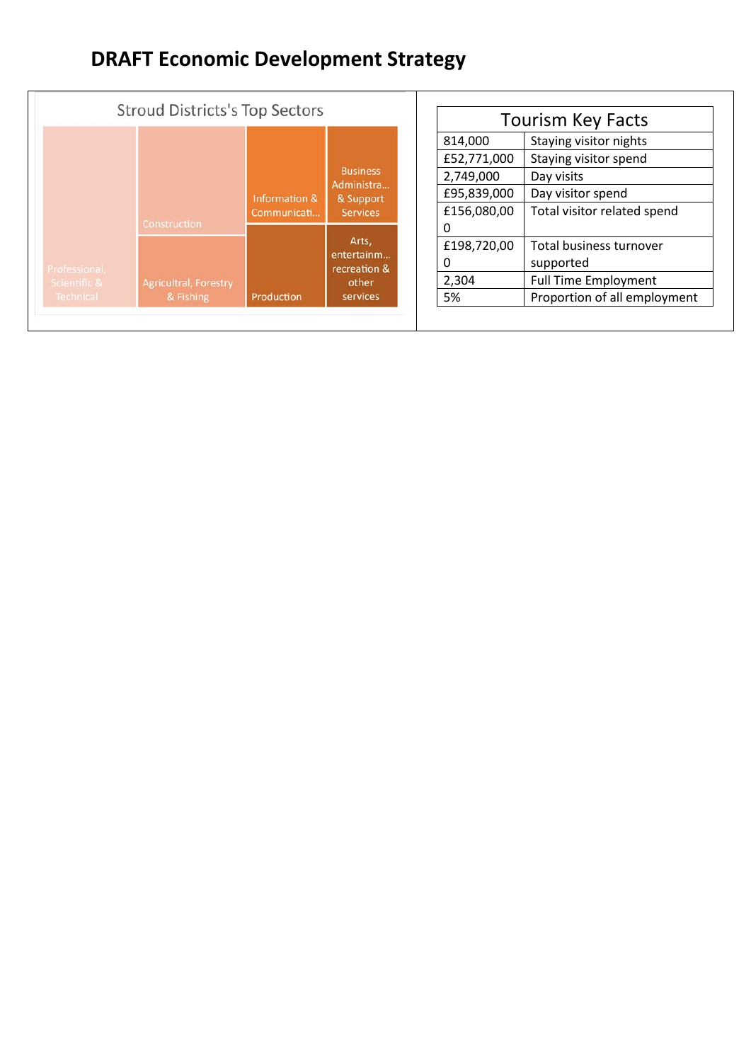# DRAFT Economic Development Strategy

Stroud Districts's Top Sectors

Professional, Scientific & Technical

Construction

Agricultral, Forestry & Fishing

Information & Communicati...

Production

Business Administra... & Support Services

Arts, entertainm... recreation & other services

| Tourism Key Facts | |
|---|---|
| 814,000 | Staying visitor nights |
| £52,771,000 | Staying visitor spend |
| 2,749,000 | Day visits |
| £95,839,000 | Day visitor spend |
| £156,080,000 | Total visitor related spend |
| £198,720,000 | Total business turnover supported |
| 2,304 | Full Time Employment |
| 5% | Proportion of all employment |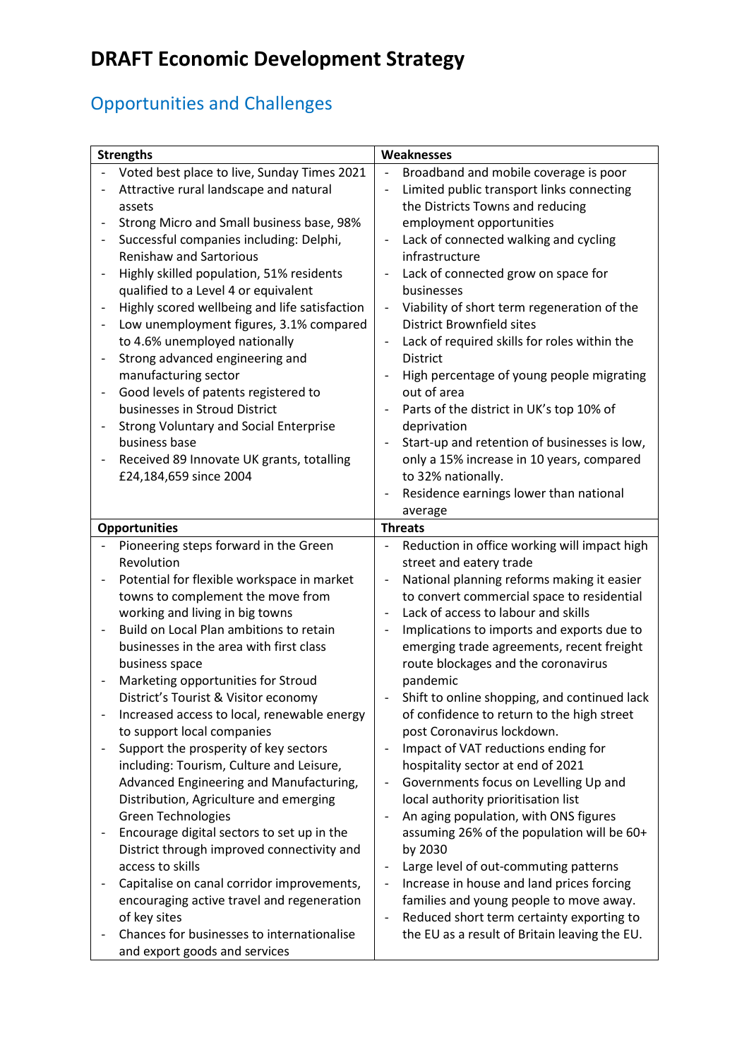# DRAFT Economic Development Strategy

## Opportunities and Challenges

| Strengths | Weaknesses |
|---|---|
| - Voted best place to live, Sunday Times 2021<br>- Attractive rural landscape and natural assets<br>- Strong Micro and Small business base, 98%<br>- Successful companies including: Delphi, Renishaw and Sartorious<br>- Highly skilled population, 51% residents qualified to a Level 4 or equivalent<br>- Highly scored wellbeing and life satisfaction<br>- Low unemployment figures, 3.1% compared to 4.6% unemployed nationally<br>- Strong advanced engineering and manufacturing sector<br>- Good levels of patents registered to businesses in Stroud District<br>- Strong Voluntary and Social Enterprise business base<br>- Received 89 Innovate UK grants, totalling £24,184,659 since 2004 | - Broadband and mobile coverage is poor<br>- Limited public transport links connecting the Districts Towns and reducing employment opportunities<br>- Lack of connected walking and cycling infrastructure<br>- Lack of connected grow on space for businesses<br>- Viability of short term regeneration of the District Brownfield sites<br>- Lack of required skills for roles within the District<br>- High percentage of young people migrating out of area<br>- Parts of the district in UK's top 10% of deprivation<br>- Start-up and retention of businesses is low, only a 15% increase in 10 years, compared to 32% nationally.<br>- Residence earnings lower than national average |
| **Opportunities** | **Threats** |
| - Pioneering steps forward in the Green Revolution<br>- Potential for flexible workspace in market towns to complement the move from working and living in big towns<br>- Build on Local Plan ambitions to retain businesses in the area with first class business space<br>- Marketing opportunities for Stroud District's Tourist & Visitor economy<br>- Increased access to local, renewable energy to support local companies<br>- Support the prosperity of key sectors including: Tourism, Culture and Leisure, Advanced Engineering and Manufacturing, Distribution, Agriculture and emerging Green Technologies<br>- Encourage digital sectors to set up in the District through improved connectivity and access to skills<br>- Capitalise on canal corridor improvements, encouraging active travel and regeneration of key sites<br>- Chances for businesses to internationalise and export goods and services | - Reduction in office working will impact high street and eatery trade<br>- National planning reforms making it easier to convert commercial space to residential<br>- Lack of access to labour and skills<br>- Implications to imports and exports due to emerging trade agreements, recent freight route blockages and the coronavirus pandemic<br>- Shift to online shopping, and continued lack of confidence to return to the high street post Coronavirus lockdown.<br>- Impact of VAT reductions ending for hospitality sector at end of 2021<br>- Governments focus on Levelling Up and local authority prioritisation list<br>- An aging population, with ONS figures assuming 26% of the population will be 60+ by 2030<br>- Large level of out-commuting patterns<br>- Increase in house and land prices forcing families and young people to move away.<br>- Reduced short term certainty exporting to the EU as a result of Britain leaving the EU. |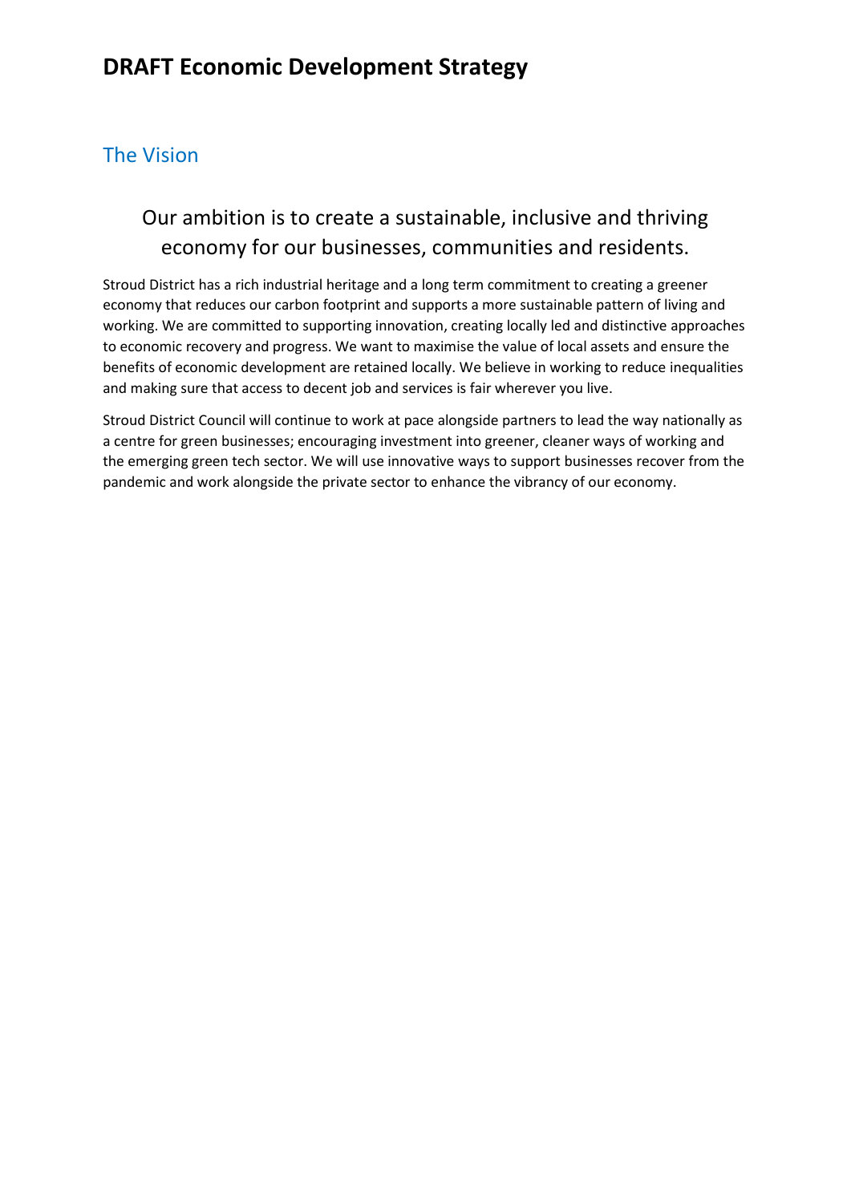# DRAFT Economic Development Strategy

## The Vision

### Our ambition is to create a sustainable, inclusive and thriving economy for our businesses, communities and residents.

Stroud District has a rich industrial heritage and a long term commitment to creating a greener economy that reduces our carbon footprint and supports a more sustainable pattern of living and working. We are committed to supporting innovation, creating locally led and distinctive approaches to economic recovery and progress. We want to maximise the value of local assets and ensure the benefits of economic development are retained locally. We believe in working to reduce inequalities and making sure that access to decent job and services is fair wherever you live.

Stroud District Council will continue to work at pace alongside partners to lead the way nationally as a centre for green businesses; encouraging investment into greener, cleaner ways of working and the emerging green tech sector. We will use innovative ways to support businesses recover from the pandemic and work alongside the private sector to enhance the vibrancy of our economy.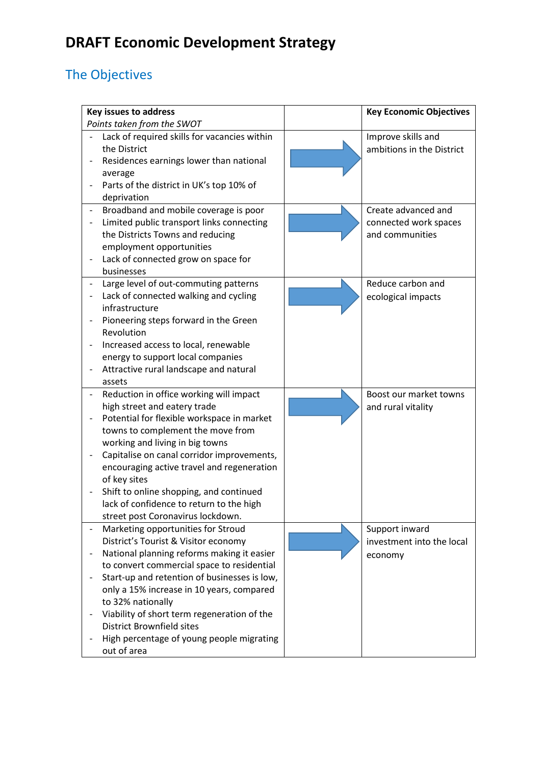# DRAFT Economic Development Strategy

## The Objectives

| **Key issues to address**<br>*Points taken from the SWOT* | | **Key Economic Objectives** |
|---|---|---|
| - Lack of required skills for vacancies within the District<br>- Residences earnings lower than national average<br>- Parts of the district in UK's top 10% of deprivation | → | Improve skills and ambitions in the District |
| - Broadband and mobile coverage is poor<br>- Limited public transport links connecting the Districts Towns and reducing employment opportunities<br>- Lack of connected grow on space for businesses | → | Create advanced and connected work spaces and communities |
| - Large level of out-commuting patterns<br>- Lack of connected walking and cycling infrastructure<br>- Pioneering steps forward in the Green Revolution<br>- Increased access to local, renewable energy to support local companies<br>- Attractive rural landscape and natural assets | → | Reduce carbon and ecological impacts |
| - Reduction in office working will impact high street and eatery trade<br>- Potential for flexible workspace in market towns to complement the move from working and living in big towns<br>- Capitalise on canal corridor improvements, encouraging active travel and regeneration of key sites<br>- Shift to online shopping, and continued lack of confidence to return to the high street post Coronavirus lockdown. | → | Boost our market towns and rural vitality |
| - Marketing opportunities for Stroud District's Tourist & Visitor economy<br>- National planning reforms making it easier to convert commercial space to residential<br>- Start-up and retention of businesses is low, only a 15% increase in 10 years, compared to 32% nationally<br>- Viability of short term regeneration of the District Brownfield sites<br>- High percentage of young people migrating out of area | → | Support inward investment into the local economy |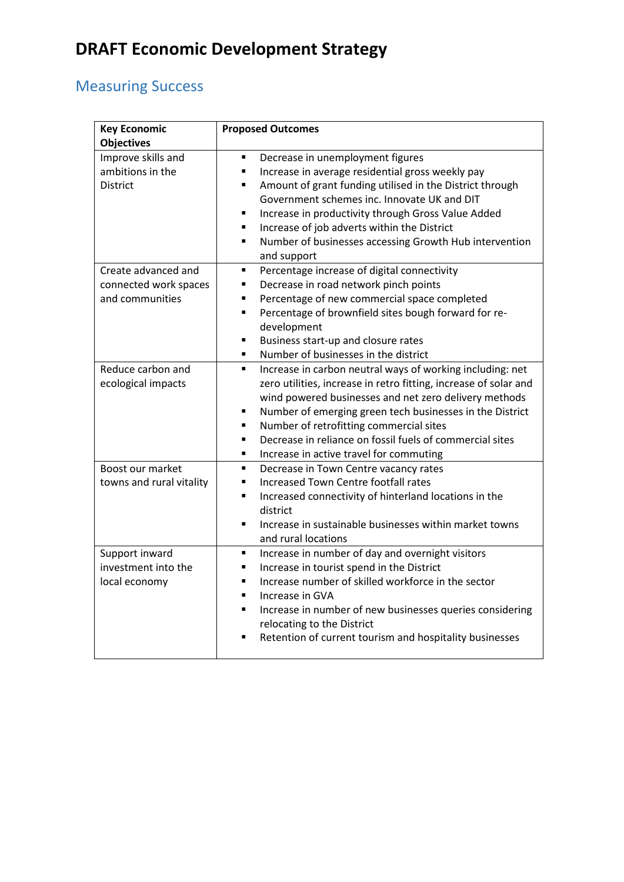# DRAFT Economic Development Strategy

## Measuring Success

| Key Economic Objectives | Proposed Outcomes |
|---|---|
| Improve skills and ambitions in the District | ▪ Decrease in unemployment figures<br>▪ Increase in average residential gross weekly pay<br>▪ Amount of grant funding utilised in the District through Government schemes inc. Innovate UK and DIT<br>▪ Increase in productivity through Gross Value Added<br>▪ Increase of job adverts within the District<br>▪ Number of businesses accessing Growth Hub intervention and support |
| Create advanced and connected work spaces and communities | ▪ Percentage increase of digital connectivity<br>▪ Decrease in road network pinch points<br>▪ Percentage of new commercial space completed<br>▪ Percentage of brownfield sites bough forward for re-development<br>▪ Business start-up and closure rates<br>▪ Number of businesses in the district |
| Reduce carbon and ecological impacts | ▪ Increase in carbon neutral ways of working including: net zero utilities, increase in retro fitting, increase of solar and wind powered businesses and net zero delivery methods<br>▪ Number of emerging green tech businesses in the District<br>▪ Number of retrofitting commercial sites<br>▪ Decrease in reliance on fossil fuels of commercial sites<br>▪ Increase in active travel for commuting |
| Boost our market towns and rural vitality | ▪ Decrease in Town Centre vacancy rates<br>▪ Increased Town Centre footfall rates<br>▪ Increased connectivity of hinterland locations in the district<br>▪ Increase in sustainable businesses within market towns and rural locations |
| Support inward investment into the local economy | ▪ Increase in number of day and overnight visitors<br>▪ Increase in tourist spend in the District<br>▪ Increase number of skilled workforce in the sector<br>▪ Increase in GVA<br>▪ Increase in number of new businesses queries considering relocating to the District<br>▪ Retention of current tourism and hospitality businesses |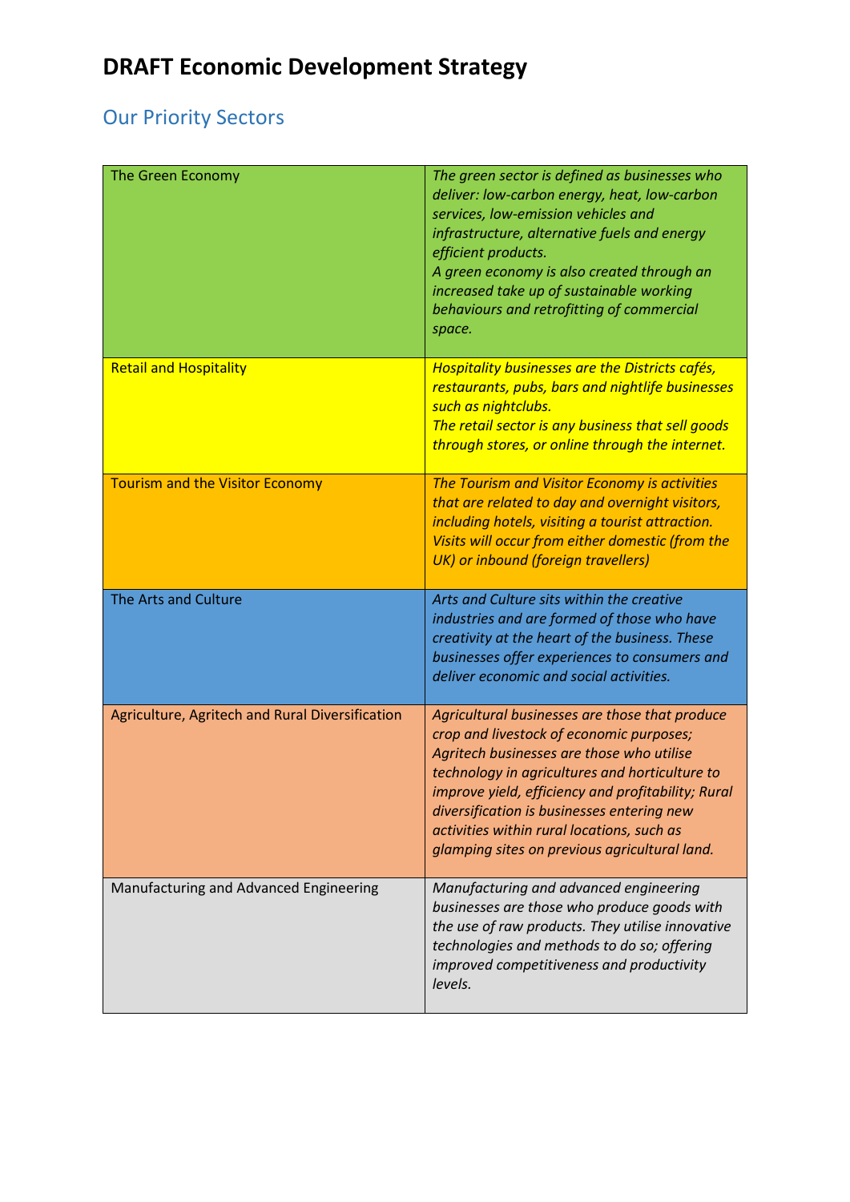# DRAFT Economic Development Strategy

## Our Priority Sectors

| | |
|---|---|
| The Green Economy | *The green sector is defined as businesses who deliver: low-carbon energy, heat, low-carbon services, low-emission vehicles and infrastructure, alternative fuels and energy efficient products.*<br>*A green economy is also created through an increased take up of sustainable working behaviours and retrofitting of commercial space.* |
| Retail and Hospitality | *Hospitality businesses are the Districts cafés, restaurants, pubs, bars and nightlife businesses such as nightclubs.*<br>*The retail sector is any business that sell goods through stores, or online through the internet.* |
| Tourism and the Visitor Economy | *The Tourism and Visitor Economy is activities that are related to day and overnight visitors, including hotels, visiting a tourist attraction. Visits will occur from either domestic (from the UK) or inbound (foreign travellers)* |
| The Arts and Culture | *Arts and Culture sits within the creative industries and are formed of those who have creativity at the heart of the business. These businesses offer experiences to consumers and deliver economic and social activities.* |
| Agriculture, Agritech and Rural Diversification | *Agricultural businesses are those that produce crop and livestock of economic purposes; Agritech businesses are those who utilise technology in agricultures and horticulture to improve yield, efficiency and profitability; Rural diversification is businesses entering new activities within rural locations, such as glamping sites on previous agricultural land.* |
| Manufacturing and Advanced Engineering | *Manufacturing and advanced engineering businesses are those who produce goods with the use of raw products. They utilise innovative technologies and methods to do so; offering improved competitiveness and productivity levels.* |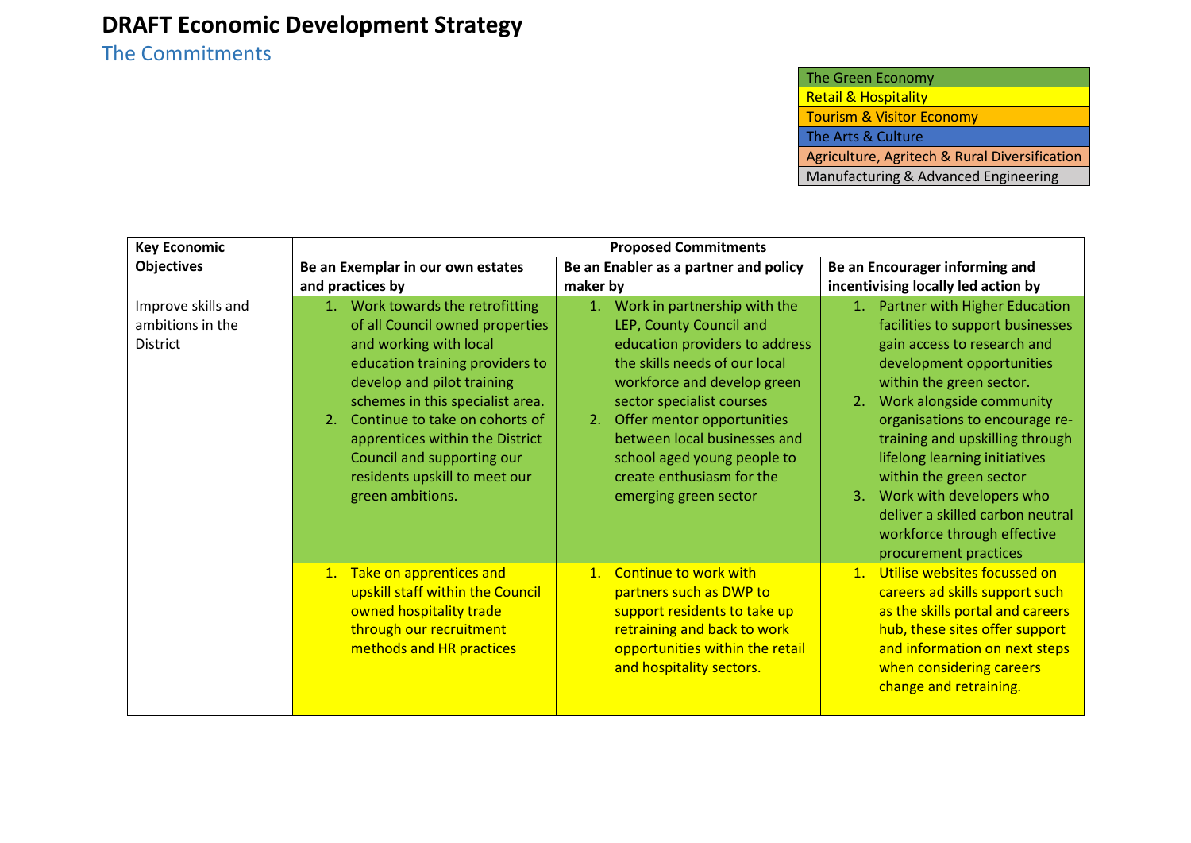# DRAFT Economic Development Strategy

## The Commitments

| |
|---|
| The Green Economy |
| Retail & Hospitality |
| Tourism & Visitor Economy |
| The Arts & Culture |
| Agriculture, Agritech & Rural Diversification |
| Manufacturing & Advanced Engineering |

| Key Economic Objectives | Proposed Commitments | | |
|---|---|---|---|
| | **Be an Exemplar in our own estates and practices by** | **Be an Enabler as a partner and policy maker by** | **Be an Encourager informing and incentivising locally led action by** |
| Improve skills and ambitions in the District | 1. Work towards the retrofitting of all Council owned properties and working with local education training providers to develop and pilot training schemes in this specialist area.<br>2. Continue to take on cohorts of apprentices within the District Council and supporting our residents upskill to meet our green ambitions. | 1. Work in partnership with the LEP, County Council and education providers to address the skills needs of our local workforce and develop green sector specialist courses<br>2. Offer mentor opportunities between local businesses and school aged young people to create enthusiasm for the emerging green sector | 1. Partner with Higher Education facilities to support businesses gain access to research and development opportunities within the green sector.<br>2. Work alongside community organisations to encourage re-training and upskilling through lifelong learning initiatives within the green sector<br>3. Work with developers who deliver a skilled carbon neutral workforce through effective procurement practices |
| | 1. Take on apprentices and upskill staff within the Council owned hospitality trade through our recruitment methods and HR practices | 1. Continue to work with partners such as DWP to support residents to take up retraining and back to work opportunities within the retail and hospitality sectors. | 1. Utilise websites focussed on careers ad skills support such as the skills portal and careers hub, these sites offer support and information on next steps when considering careers change and retraining. |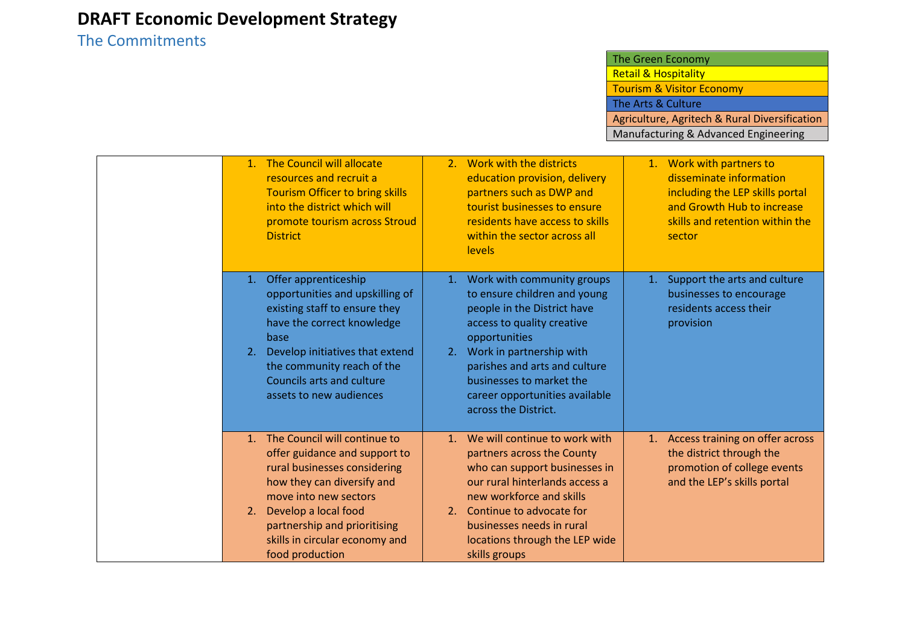# DRAFT Economic Development Strategy

## The Commitments

| |
|---|
| The Green Economy |
| Retail & Hospitality |
| Tourism & Visitor Economy |
| The Arts & Culture |
| Agriculture, Agritech & Rural Diversification |
| Manufacturing & Advanced Engineering |

| | | | |
|---|---|---|---|
| | 1. The Council will allocate resources and recruit a Tourism Officer to bring skills into the district which will promote tourism across Stroud District | 2. Work with the districts education provision, delivery partners such as DWP and tourist businesses to ensure residents have access to skills within the sector across all levels | 1. Work with partners to disseminate information including the LEP skills portal and Growth Hub to increase skills and retention within the sector |
| | 1. Offer apprenticeship opportunities and upskilling of existing staff to ensure they have the correct knowledge base<br>2. Develop initiatives that extend the community reach of the Councils arts and culture assets to new audiences | 1. Work with community groups to ensure children and young people in the District have access to quality creative opportunities<br>2. Work in partnership with parishes and arts and culture businesses to market the career opportunities available across the District. | 1. Support the arts and culture businesses to encourage residents access their provision |
| | 1. The Council will continue to offer guidance and support to rural businesses considering how they can diversify and move into new sectors<br>2. Develop a local food partnership and prioritising skills in circular economy and food production | 1. We will continue to work with partners across the County who can support businesses in our rural hinterlands access a new workforce and skills<br>2. Continue to advocate for businesses needs in rural locations through the LEP wide skills groups | 1. Access training on offer across the district through the promotion of college events and the LEP's skills portal |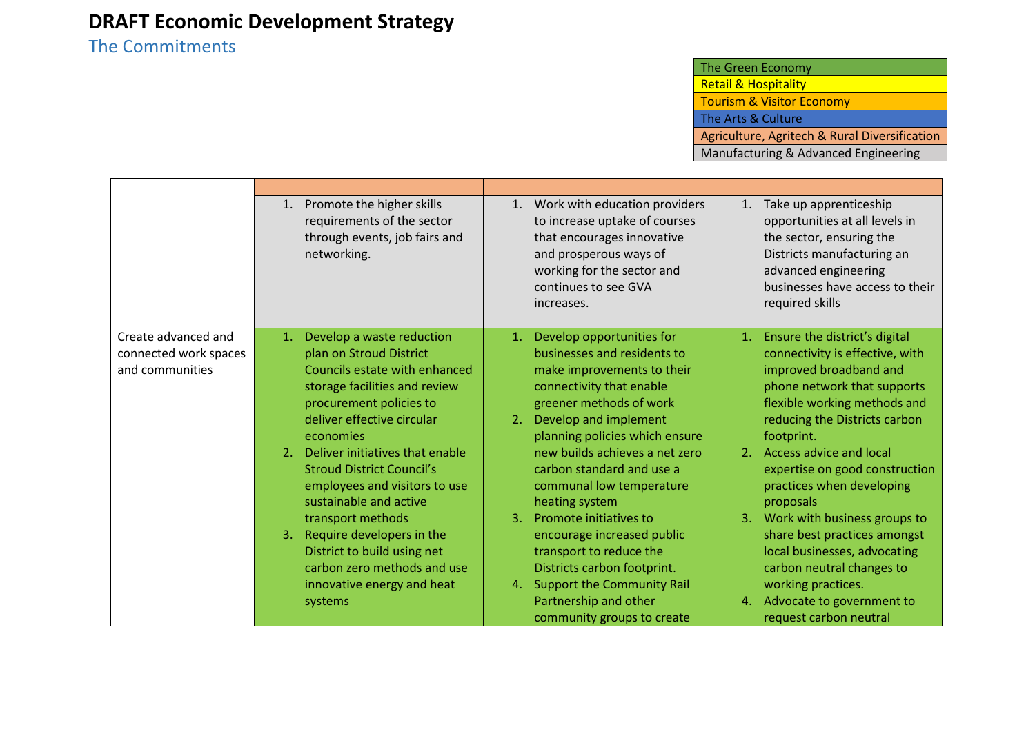# DRAFT Economic Development Strategy

## The Commitments

| |
|---|
| The Green Economy |
| Retail & Hospitality |
| Tourism & Visitor Economy |
| The Arts & Culture |
| Agriculture, Agritech & Rural Diversification |
| Manufacturing & Advanced Engineering |

| | | | |
|---|---|---|---|
| | | | |
| | 1. Promote the higher skills requirements of the sector through events, job fairs and networking. | 1. Work with education providers to increase uptake of courses that encourages innovative and prosperous ways of working for the sector and continues to see GVA increases. | 1. Take up apprenticeship opportunities at all levels in the sector, ensuring the Districts manufacturing an advanced engineering businesses have access to their required skills |
| Create advanced and connected work spaces and communities | 1. Develop a waste reduction plan on Stroud District Councils estate with enhanced storage facilities and review procurement policies to deliver effective circular economies<br>2. Deliver initiatives that enable Stroud District Council's employees and visitors to use sustainable and active transport methods<br>3. Require developers in the District to build using net carbon zero methods and use innovative energy and heat systems | 1. Develop opportunities for businesses and residents to make improvements to their connectivity that enable greener methods of work<br>2. Develop and implement planning policies which ensure new builds achieves a net zero carbon standard and use a communal low temperature heating system<br>3. Promote initiatives to encourage increased public transport to reduce the Districts carbon footprint.<br>4. Support the Community Rail Partnership and other community groups to create | 1. Ensure the district's digital connectivity is effective, with improved broadband and phone network that supports flexible working methods and reducing the Districts carbon footprint.<br>2. Access advice and local expertise on good construction practices when developing proposals<br>3. Work with business groups to share best practices amongst local businesses, advocating carbon neutral changes to working practices.<br>4. Advocate to government to request carbon neutral |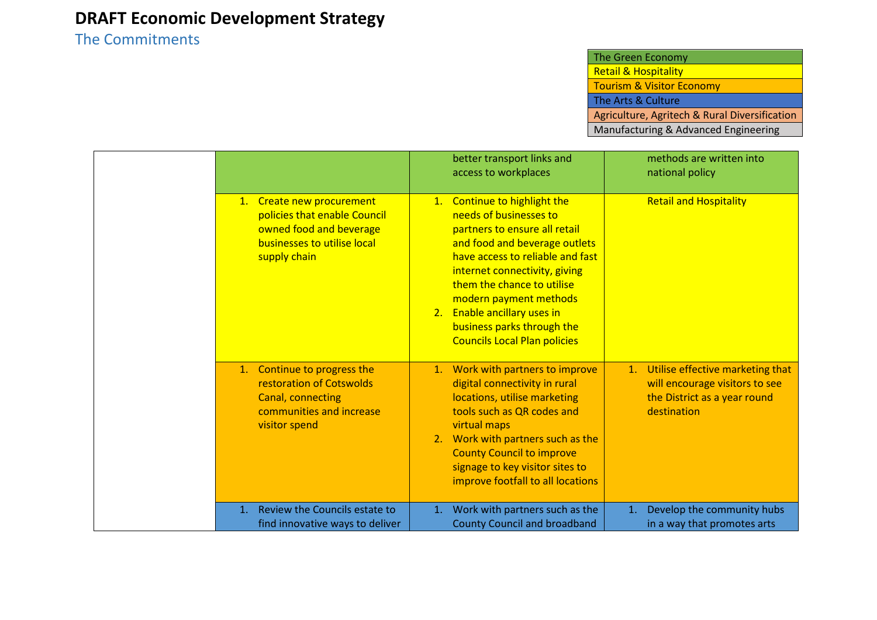# DRAFT Economic Development Strategy

## The Commitments

| Key |
|---|
| The Green Economy |
| Retail & Hospitality |
| Tourism & Visitor Economy |
| The Arts & Culture |
| Agriculture, Agritech & Rural Diversification |
| Manufacturing & Advanced Engineering |

| | | | |
|---|---|---|---|
| | | better transport links and access to workplaces | methods are written into national policy |
| | 1. Create new procurement policies that enable Council owned food and beverage businesses to utilise local supply chain | 1. Continue to highlight the needs of businesses to partners to ensure all retail and food and beverage outlets have access to reliable and fast internet connectivity, giving them the chance to utilise modern payment methods<br>2. Enable ancillary uses in business parks through the Councils Local Plan policies | Retail and Hospitality |
| | 1. Continue to progress the restoration of Cotswolds Canal, connecting communities and increase visitor spend | 1. Work with partners to improve digital connectivity in rural locations, utilise marketing tools such as QR codes and virtual maps<br>2. Work with partners such as the County Council to improve signage to key visitor sites to improve footfall to all locations | 1. Utilise effective marketing that will encourage visitors to see the District as a year round destination |
| | 1. Review the Councils estate to find innovative ways to deliver | 1. Work with partners such as the County Council and broadband | 1. Develop the community hubs in a way that promotes arts |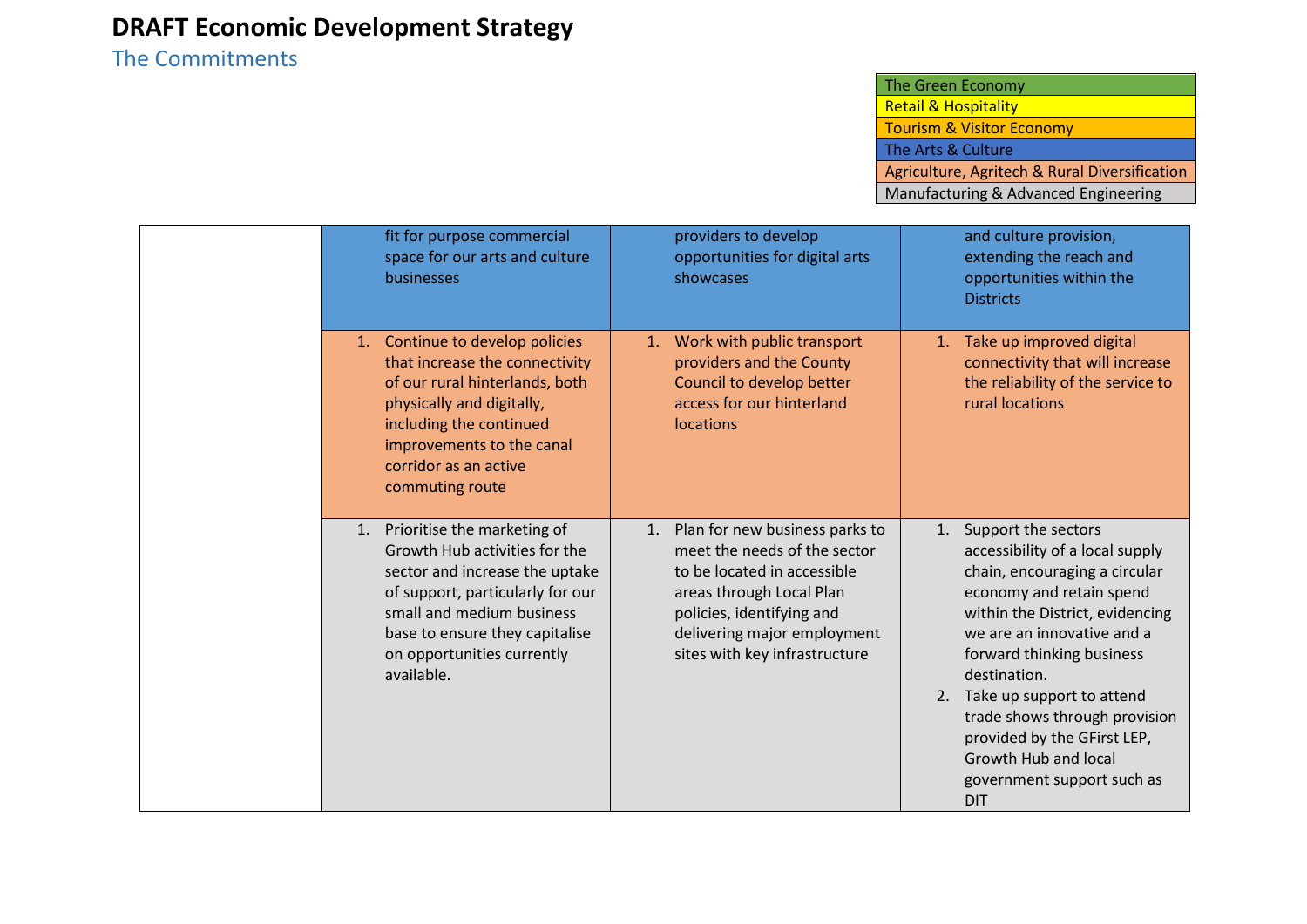# DRAFT Economic Development Strategy

## The Commitments

| |
|---|
| The Green Economy |
| Retail & Hospitality |
| Tourism & Visitor Economy |
| The Arts & Culture |
| Agriculture, Agritech & Rural Diversification |
| Manufacturing & Advanced Engineering |

| | | | |
|---|---|---|---|
| | fit for purpose commercial space for our arts and culture businesses | providers to develop opportunities for digital arts showcases | and culture provision, extending the reach and opportunities within the Districts |
| | 1. Continue to develop policies that increase the connectivity of our rural hinterlands, both physically and digitally, including the continued improvements to the canal corridor as an active commuting route | 1. Work with public transport providers and the County Council to develop better access for our hinterland locations | 1. Take up improved digital connectivity that will increase the reliability of the service to rural locations |
| | 1. Prioritise the marketing of Growth Hub activities for the sector and increase the uptake of support, particularly for our small and medium business base to ensure they capitalise on opportunities currently available. | 1. Plan for new business parks to meet the needs of the sector to be located in accessible areas through Local Plan policies, identifying and delivering major employment sites with key infrastructure | 1. Support the sectors accessibility of a local supply chain, encouraging a circular economy and retain spend within the District, evidencing we are an innovative and a forward thinking business destination.<br>2. Take up support to attend trade shows through provision provided by the GFirst LEP, Growth Hub and local government support such as DIT |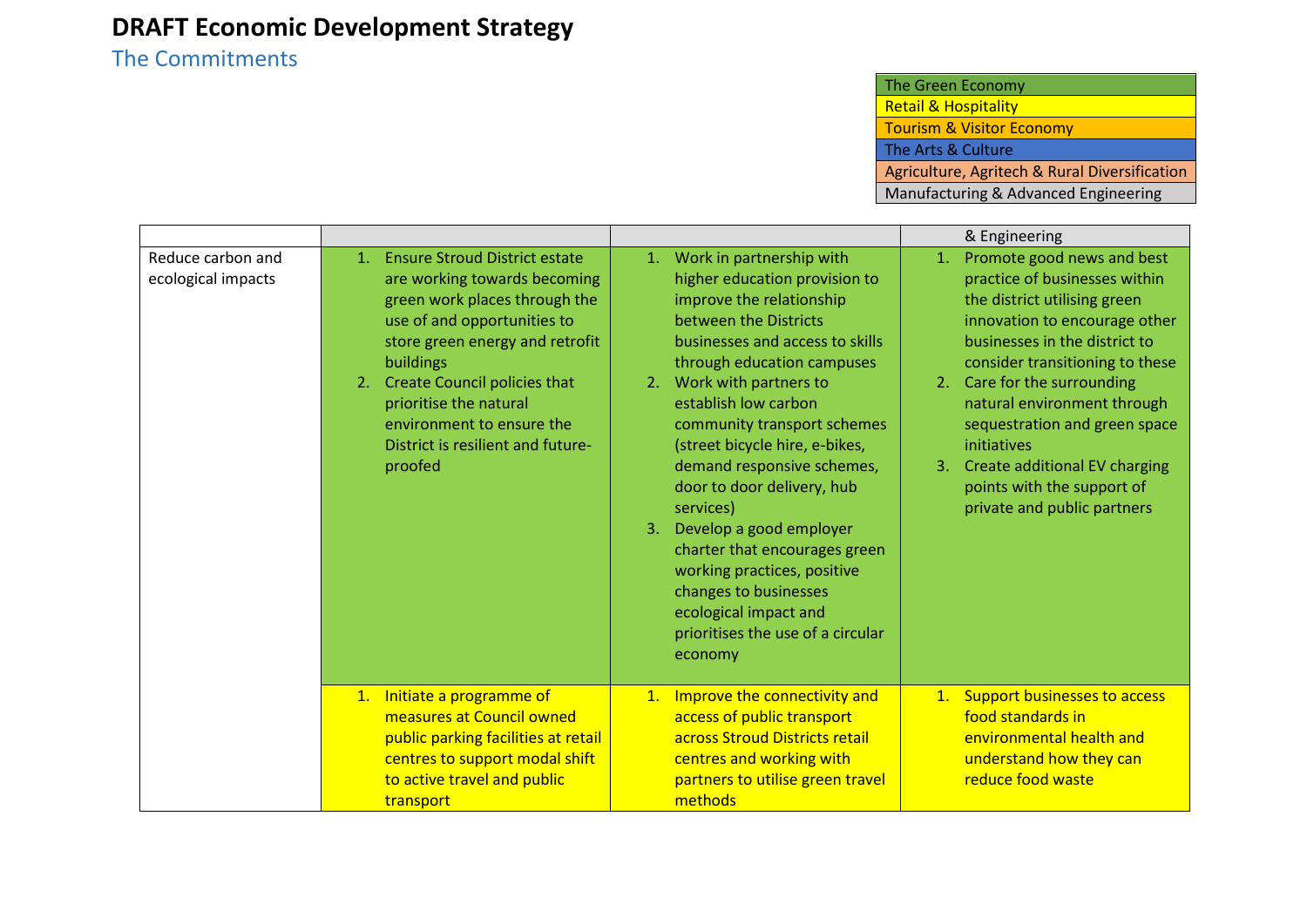# DRAFT Economic Development Strategy

## The Commitments

| Key |
|---|
| The Green Economy |
| Retail & Hospitality |
| Tourism & Visitor Economy |
| The Arts & Culture |
| Agriculture, Agritech & Rural Diversification |
| Manufacturing & Advanced Engineering |

| | | | & Engineering |
|---|---|---|---|
| Reduce carbon and ecological impacts | 1. Ensure Stroud District estate are working towards becoming green work places through the use of and opportunities to store green energy and retrofit buildings<br>2. Create Council policies that prioritise the natural environment to ensure the District is resilient and future-proofed | 1. Work in partnership with higher education provision to improve the relationship between the Districts businesses and access to skills through education campuses<br>2. Work with partners to establish low carbon community transport schemes (street bicycle hire, e-bikes, demand responsive schemes, door to door delivery, hub services)<br>3. Develop a good employer charter that encourages green working practices, positive changes to businesses ecological impact and prioritises the use of a circular economy | 1. Promote good news and best practice of businesses within the district utilising green innovation to encourage other businesses in the district to consider transitioning to these<br>2. Care for the surrounding natural environment through sequestration and green space initiatives<br>3. Create additional EV charging points with the support of private and public partners |
| | 1. Initiate a programme of measures at Council owned public parking facilities at retail centres to support modal shift to active travel and public transport | 1. Improve the connectivity and access of public transport across Stroud Districts retail centres and working with partners to utilise green travel methods | 1. Support businesses to access food standards in environmental health and understand how they can reduce food waste |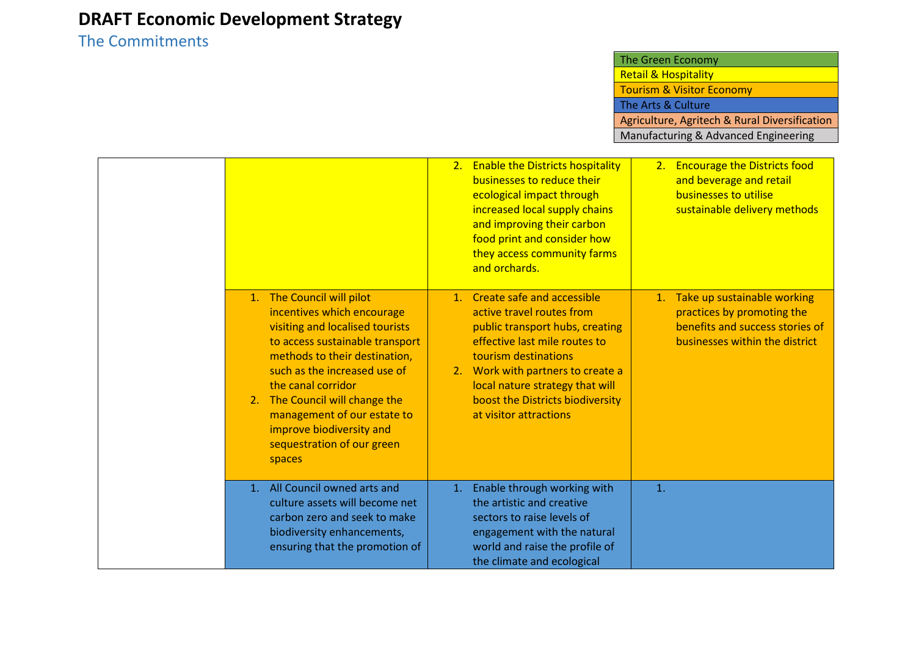# DRAFT Economic Development Strategy

## The Commitments

| |
|---|
| The Green Economy |
| Retail & Hospitality |
| Tourism & Visitor Economy |
| The Arts & Culture |
| Agriculture, Agritech & Rural Diversification |
| Manufacturing & Advanced Engineering |

| | | | |
|---|---|---|---|
| | | 2. Enable the Districts hospitality businesses to reduce their ecological impact through increased local supply chains and improving their carbon food print and consider how they access community farms and orchards. | 2. Encourage the Districts food and beverage and retail businesses to utilise sustainable delivery methods |
| | 1. The Council will pilot incentives which encourage visiting and localised tourists to access sustainable transport methods to their destination, such as the increased use of the canal corridor<br>2. The Council will change the management of our estate to improve biodiversity and sequestration of our green spaces | 1. Create safe and accessible active travel routes from public transport hubs, creating effective last mile routes to tourism destinations<br>2. Work with partners to create a local nature strategy that will boost the Districts biodiversity at visitor attractions | 1. Take up sustainable working practices by promoting the benefits and success stories of businesses within the district |
| | 1. All Council owned arts and culture assets will become net carbon zero and seek to make biodiversity enhancements, ensuring that the promotion of | 1. Enable through working with the artistic and creative sectors to raise levels of engagement with the natural world and raise the profile of the climate and ecological | 1. |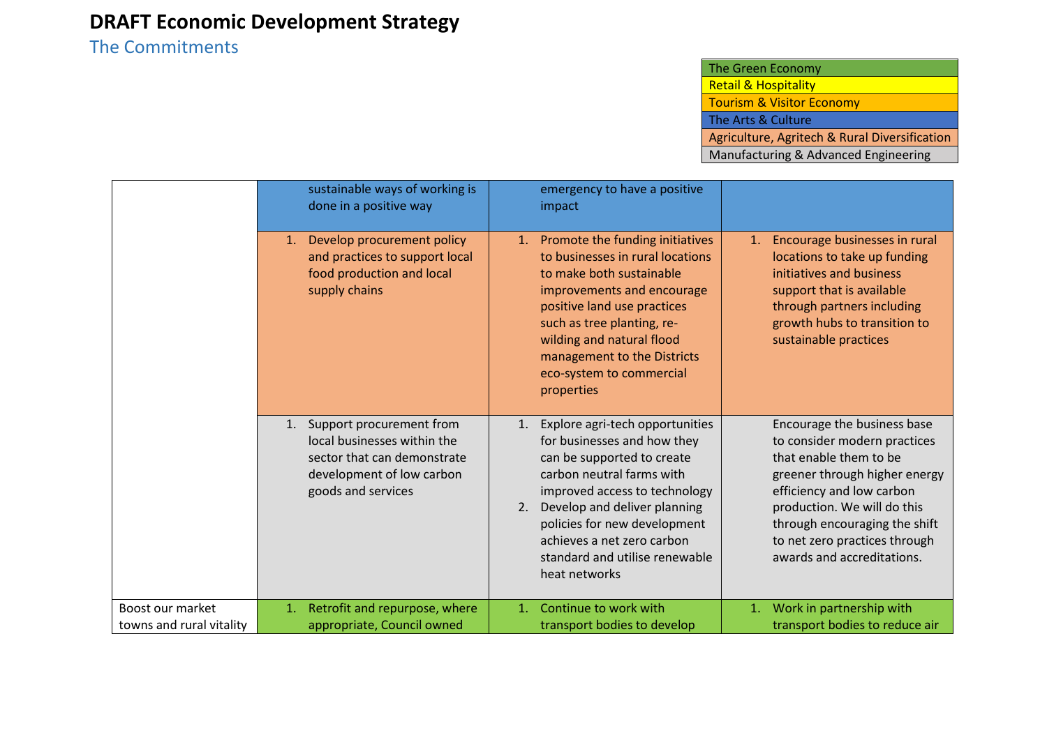# DRAFT Economic Development Strategy

## The Commitments

| Sector key |
|---|
| The Green Economy |
| Retail & Hospitality |
| Tourism & Visitor Economy |
| The Arts & Culture |
| Agriculture, Agritech & Rural Diversification |
| Manufacturing & Advanced Engineering |

| | | | |
|---|---|---|---|
| | sustainable ways of working is done in a positive way | emergency to have a positive impact | |
| | 1. Develop procurement policy and practices to support local food production and local supply chains | 1. Promote the funding initiatives to businesses in rural locations to make both sustainable improvements and encourage positive land use practices such as tree planting, re-wilding and natural flood management to the Districts eco-system to commercial properties | 1. Encourage businesses in rural locations to take up funding initiatives and business support that is available through partners including growth hubs to transition to sustainable practices |
| | 1. Support procurement from local businesses within the sector that can demonstrate development of low carbon goods and services | 1. Explore agri-tech opportunities for businesses and how they can be supported to create carbon neutral farms with improved access to technology<br>2. Develop and deliver planning policies for new development achieves a net zero carbon standard and utilise renewable heat networks | Encourage the business base to consider modern practices that enable them to be greener through higher energy efficiency and low carbon production. We will do this through encouraging the shift to net zero practices through awards and accreditations. |
| Boost our market towns and rural vitality | 1. Retrofit and repurpose, where appropriate, Council owned | 1. Continue to work with transport bodies to develop | 1. Work in partnership with transport bodies to reduce air |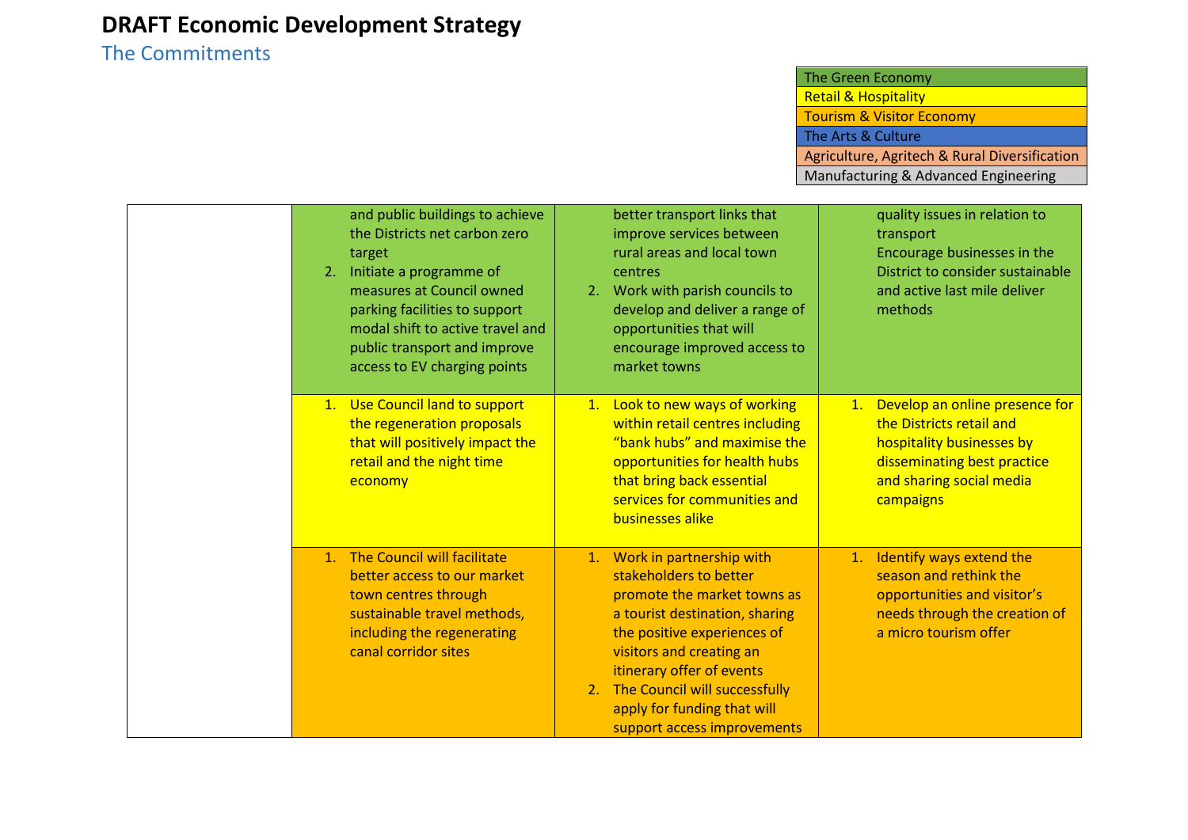# DRAFT Economic Development Strategy

## The Commitments

| |
|---|
| The Green Economy |
| Retail & Hospitality |
| Tourism & Visitor Economy |
| The Arts & Culture |
| Agriculture, Agritech & Rural Diversification |
| Manufacturing & Advanced Engineering |

| | | | |
|---|---|---|---|
| | and public buildings to achieve the Districts net carbon zero target<br>2. Initiate a programme of measures at Council owned parking facilities to support modal shift to active travel and public transport and improve access to EV charging points | better transport links that improve services between rural areas and local town centres<br>2. Work with parish councils to develop and deliver a range of opportunities that will encourage improved access to market towns | quality issues in relation to transport<br>Encourage businesses in the District to consider sustainable and active last mile deliver methods |
| | 1. Use Council land to support the regeneration proposals that will positively impact the retail and the night time economy | 1. Look to new ways of working within retail centres including "bank hubs" and maximise the opportunities for health hubs that bring back essential services for communities and businesses alike | 1. Develop an online presence for the Districts retail and hospitality businesses by disseminating best practice and sharing social media campaigns |
| | 1. The Council will facilitate better access to our market town centres through sustainable travel methods, including the regenerating canal corridor sites | 1. Work in partnership with stakeholders to better promote the market towns as a tourist destination, sharing the positive experiences of visitors and creating an itinerary offer of events<br>2. The Council will successfully apply for funding that will support access improvements | 1. Identify ways extend the season and rethink the opportunities and visitor's needs through the creation of a micro tourism offer |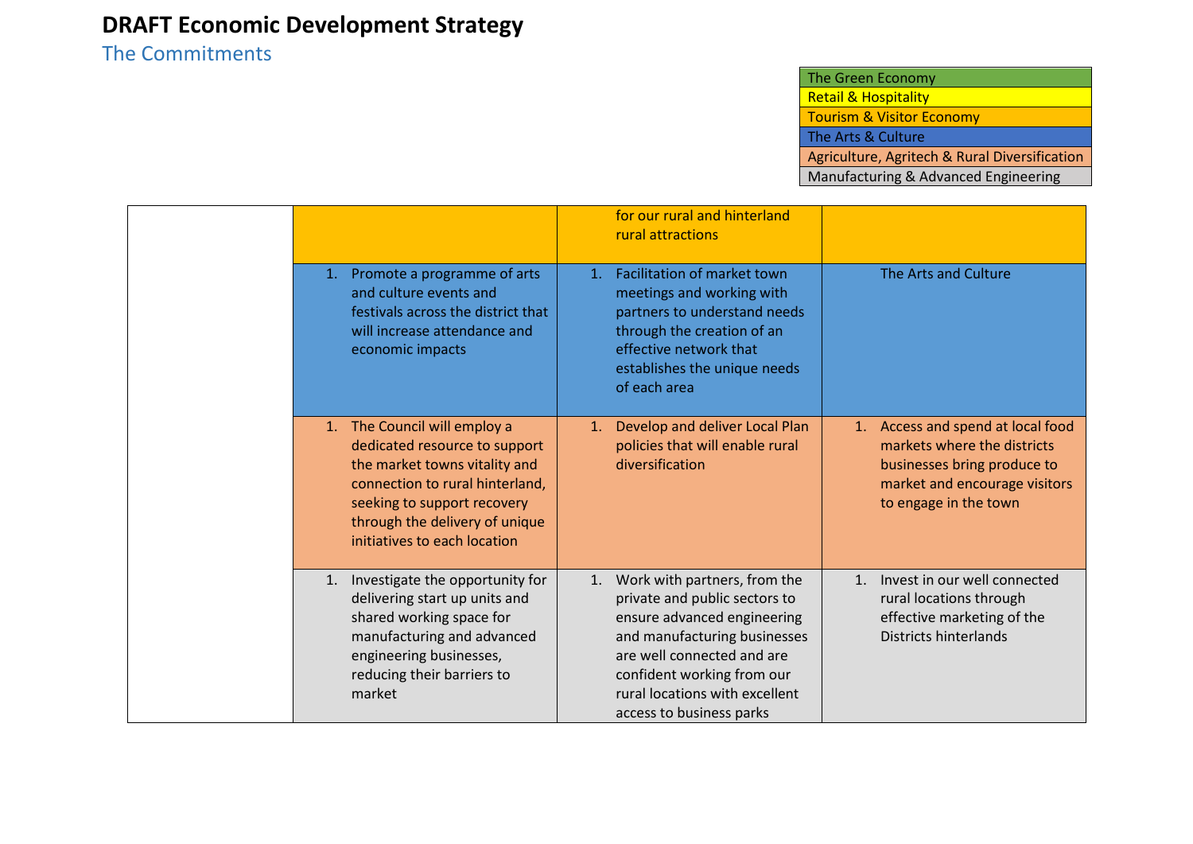# DRAFT Economic Development Strategy

## The Commitments

| |
|---|
| The Green Economy |
| Retail & Hospitality |
| Tourism & Visitor Economy |
| The Arts & Culture |
| Agriculture, Agritech & Rural Diversification |
| Manufacturing & Advanced Engineering |

| | | | |
|---|---|---|---|
| | | for our rural and hinterland rural attractions | |
| | 1. Promote a programme of arts and culture events and festivals across the district that will increase attendance and economic impacts | 1. Facilitation of market town meetings and working with partners to understand needs through the creation of an effective network that establishes the unique needs of each area | The Arts and Culture |
| | 1. The Council will employ a dedicated resource to support the market towns vitality and connection to rural hinterland, seeking to support recovery through the delivery of unique initiatives to each location | 1. Develop and deliver Local Plan policies that will enable rural diversification | 1. Access and spend at local food markets where the districts businesses bring produce to market and encourage visitors to engage in the town |
| | 1. Investigate the opportunity for delivering start up units and shared working space for manufacturing and advanced engineering businesses, reducing their barriers to market | 1. Work with partners, from the private and public sectors to ensure advanced engineering and manufacturing businesses are well connected and are confident working from our rural locations with excellent access to business parks | 1. Invest in our well connected rural locations through effective marketing of the Districts hinterlands |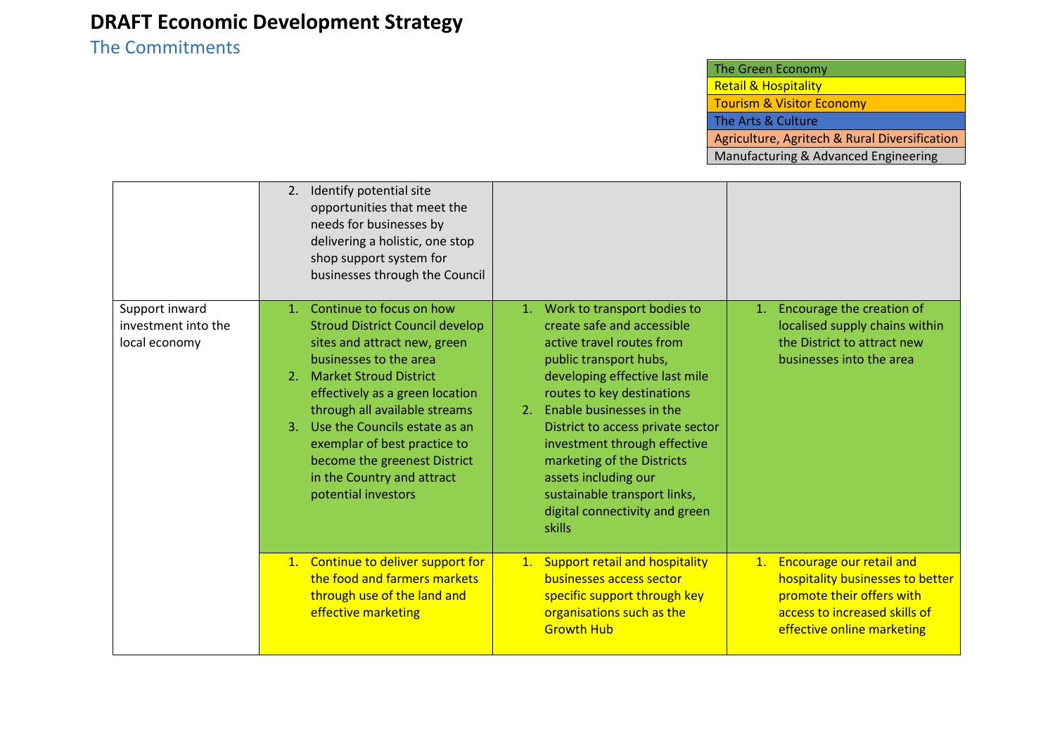# DRAFT Economic Development Strategy

## The Commitments

| Key |
|---|
| The Green Economy |
| Retail & Hospitality |
| Tourism & Visitor Economy |
| The Arts & Culture |
| Agriculture, Agritech & Rural Diversification |
| Manufacturing & Advanced Engineering |

| | | | |
|---|---|---|---|
| | 2. Identify potential site opportunities that meet the needs for businesses by delivering a holistic, one stop shop support system for businesses through the Council | | |
| Support inward investment into the local economy | 1. Continue to focus on how Stroud District Council develop sites and attract new, green businesses to the area<br>2. Market Stroud District effectively as a green location through all available streams<br>3. Use the Councils estate as an exemplar of best practice to become the greenest District in the Country and attract potential investors | 1. Work to transport bodies to create safe and accessible active travel routes from public transport hubs, developing effective last mile routes to key destinations<br>2. Enable businesses in the District to access private sector investment through effective marketing of the Districts assets including our sustainable transport links, digital connectivity and green skills | 1. Encourage the creation of localised supply chains within the District to attract new businesses into the area |
| | 1. Continue to deliver support for the food and farmers markets through use of the land and effective marketing | 1. Support retail and hospitality businesses access sector specific support through key organisations such as the Growth Hub | 1. Encourage our retail and hospitality businesses to better promote their offers with access to increased skills of effective online marketing |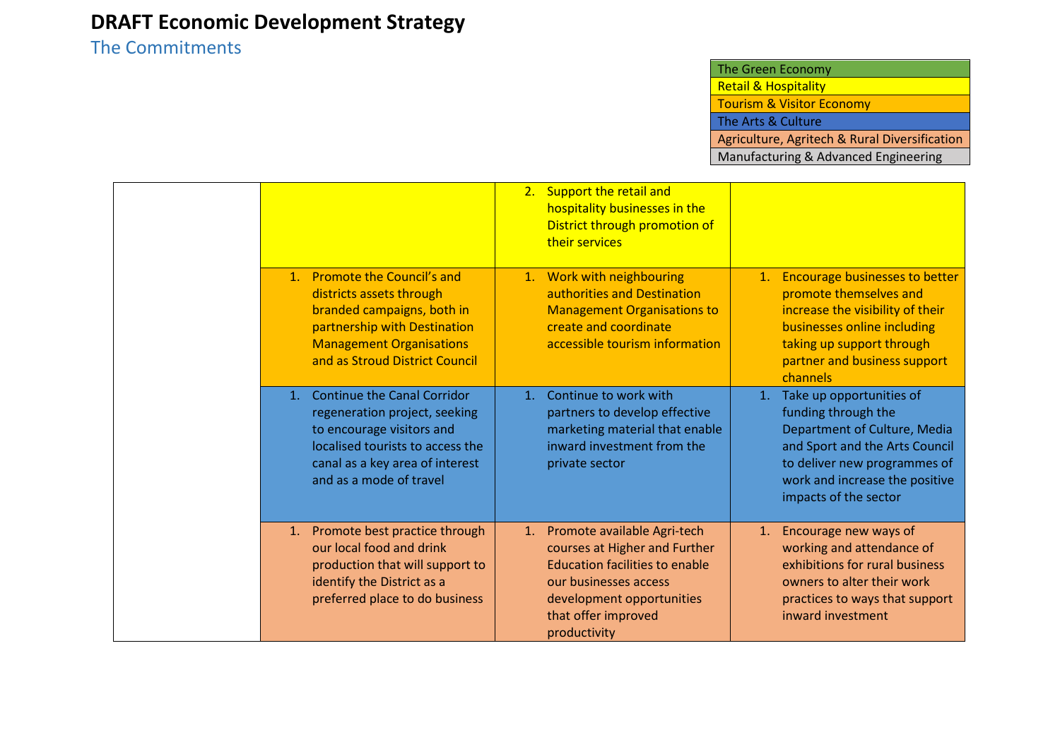# DRAFT Economic Development Strategy

## The Commitments

| |
|---|
| The Green Economy |
| Retail & Hospitality |
| Tourism & Visitor Economy |
| The Arts & Culture |
| Agriculture, Agritech & Rural Diversification |
| Manufacturing & Advanced Engineering |

| | | | |
|---|---|---|---|
| | | 2. Support the retail and hospitality businesses in the District through promotion of their services | |
| | 1. Promote the Council's and districts assets through branded campaigns, both in partnership with Destination Management Organisations and as Stroud District Council | 1. Work with neighbouring authorities and Destination Management Organisations to create and coordinate accessible tourism information | 1. Encourage businesses to better promote themselves and increase the visibility of their businesses online including taking up support through partner and business support channels |
| | 1. Continue the Canal Corridor regeneration project, seeking to encourage visitors and localised tourists to access the canal as a key area of interest and as a mode of travel | 1. Continue to work with partners to develop effective marketing material that enable inward investment from the private sector | 1. Take up opportunities of funding through the Department of Culture, Media and Sport and the Arts Council to deliver new programmes of work and increase the positive impacts of the sector |
| | 1. Promote best practice through our local food and drink production that will support to identify the District as a preferred place to do business | 1. Promote available Agri-tech courses at Higher and Further Education facilities to enable our businesses access development opportunities that offer improved productivity | 1. Encourage new ways of working and attendance of exhibitions for rural business owners to alter their work practices to ways that support inward investment |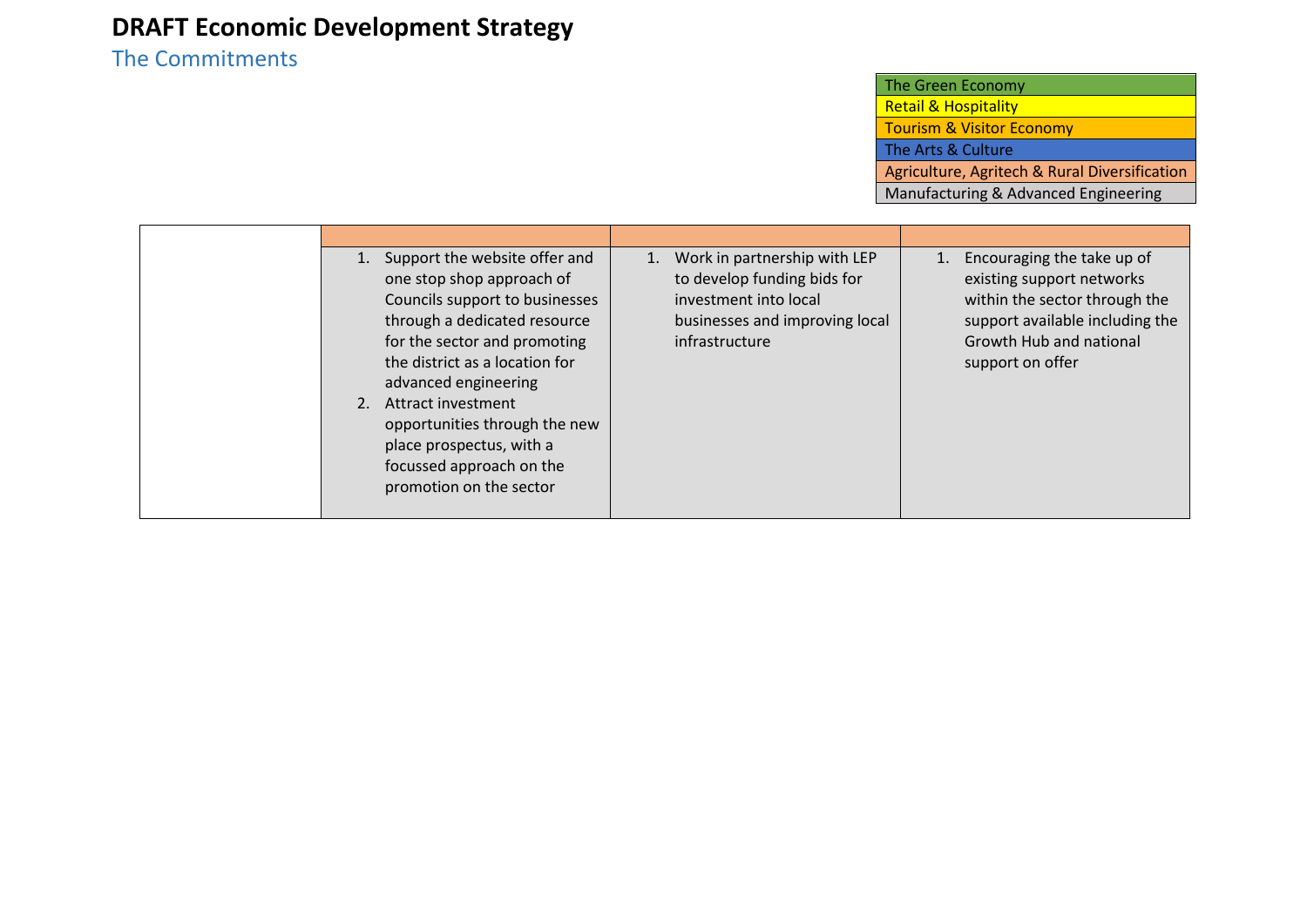# DRAFT Economic Development Strategy

## The Commitments

| |
|---|
| The Green Economy |
| Retail & Hospitality |
| Tourism & Visitor Economy |
| The Arts & Culture |
| Agriculture, Agritech & Rural Diversification |
| Manufacturing & Advanced Engineering |

| | | | |
|---|---|---|---|
| | 1. Support the website offer and one stop shop approach of Councils support to businesses through a dedicated resource for the sector and promoting the district as a location for advanced engineering<br>2. Attract investment opportunities through the new place prospectus, with a focussed approach on the promotion on the sector | 1. Work in partnership with LEP to develop funding bids for investment into local businesses and improving local infrastructure | 1. Encouraging the take up of existing support networks within the sector through the support available including the Growth Hub and national support on offer |